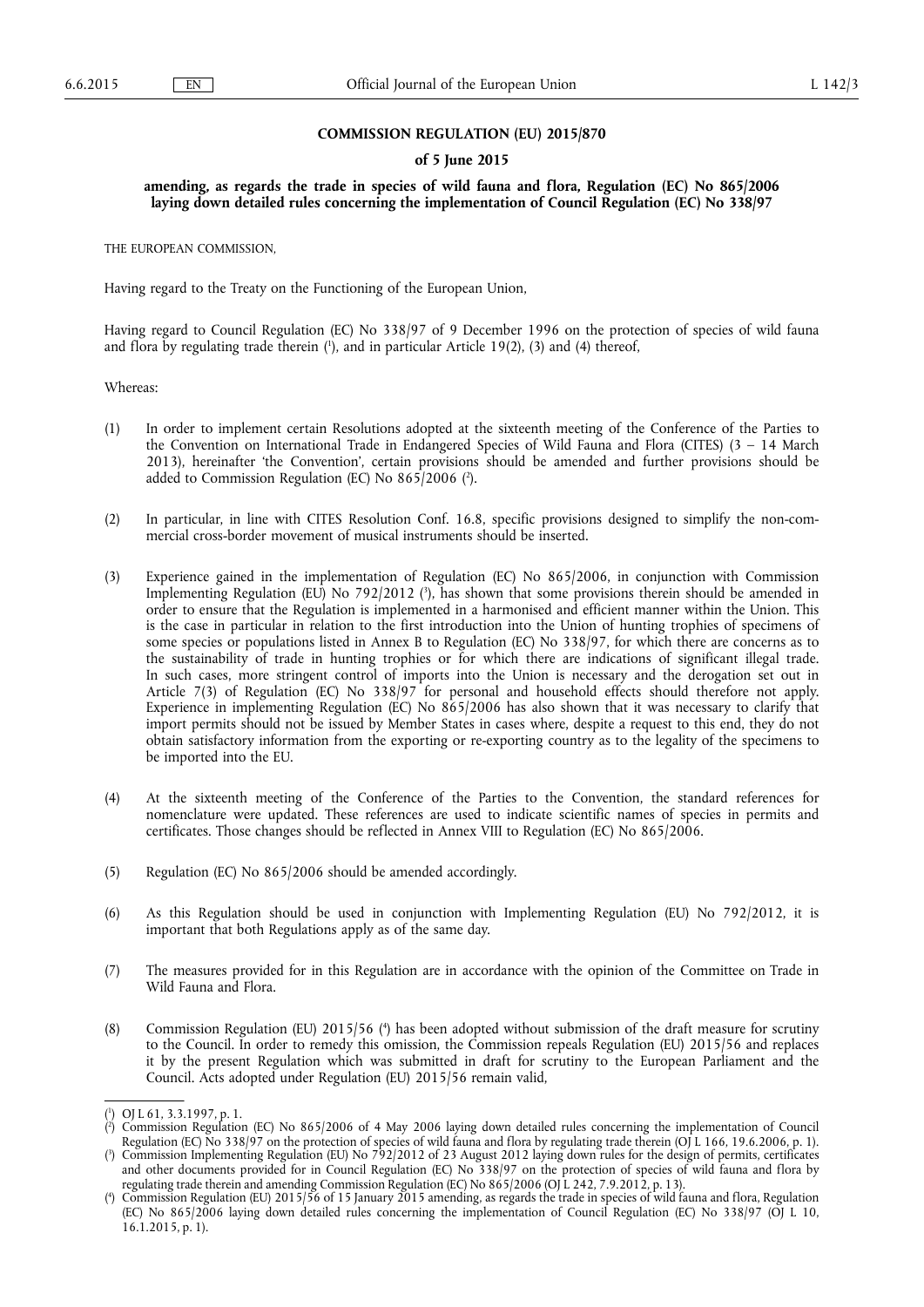**COMMISSION REGULATION (EU) 2015/870**

**of 5 June 2015**

**amending, as regards the trade in species of wild fauna and flora, Regulation (EC) No 865/2006 laying down detailed rules concerning the implementation of Council Regulation (EC) No 338/97**

THE EUROPEAN COMMISSION,

Having regard to the Treaty on the Functioning of the European Union,

Having regard to Council Regulation (EC) No 338/97 of 9 December 1996 on the protection of species of wild fauna and flora by regulating trade therein ([1]), and in particular Article 19(2), (3) and (4) thereof,

Whereas:

(1) In order to implement certain Resolutions adopted at the sixteenth meeting of the Conference of the Parties to the Convention on International Trade in Endangered Species of Wild Fauna and Flora (CITES) (3 – 14 March 2013), hereinafter 'the Convention', certain provisions should be amended and further provisions should be added to Commission Regulation (EC) No 865/2006 ([2]).

(2) In particular, in line with CITES Resolution Conf. 16.8, specific provisions designed to simplify the non-commercial cross-border movement of musical instruments should be inserted.

(3) Experience gained in the implementation of Regulation (EC) No 865/2006, in conjunction with Commission Implementing Regulation (EU) No 792/2012 ([3]), has shown that some provisions therein should be amended in order to ensure that the Regulation is implemented in a harmonised and efficient manner within the Union. This is the case in particular in relation to the first introduction into the Union of hunting trophies of specimens of some species or populations listed in Annex B to Regulation (EC) No 338/97, for which there are concerns as to the sustainability of trade in hunting trophies or for which there are indications of significant illegal trade. In such cases, more stringent control of imports into the Union is necessary and the derogation set out in Article 7(3) of Regulation (EC) No 338/97 for personal and household effects should therefore not apply. Experience in implementing Regulation (EC) No 865/2006 has also shown that it was necessary to clarify that import permits should not be issued by Member States in cases where, despite a request to this end, they do not obtain satisfactory information from the exporting or re-exporting country as to the legality of the specimens to be imported into the EU.

(4) At the sixteenth meeting of the Conference of the Parties to the Convention, the standard references for nomenclature were updated. These references are used to indicate scientific names of species in permits and certificates. Those changes should be reflected in Annex VIII to Regulation (EC) No 865/2006.

(5) Regulation (EC) No 865/2006 should be amended accordingly.

(6) As this Regulation should be used in conjunction with Implementing Regulation (EU) No 792/2012, it is important that both Regulations apply as of the same day.

(7) The measures provided for in this Regulation are in accordance with the opinion of the Committee on Trade in Wild Fauna and Flora.

(8) Commission Regulation (EU) 2015/56 ([4]) has been adopted without submission of the draft measure for scrutiny to the Council. In order to remedy this omission, the Commission repeals Regulation (EU) 2015/56 and replaces it by the present Regulation which was submitted in draft for scrutiny to the European Parliament and the Council. Acts adopted under Regulation (EU) 2015/56 remain valid,

---

([1]) OJ L 61, 3.3.1997, p. 1.

([2]) Commission Regulation (EC) No 865/2006 of 4 May 2006 laying down detailed rules concerning the implementation of Council Regulation (EC) No 338/97 on the protection of species of wild fauna and flora by regulating trade therein (OJ L 166, 19.6.2006, p. 1).

([3]) Commission Implementing Regulation (EU) No 792/2012 of 23 August 2012 laying down rules for the design of permits, certificates and other documents provided for in Council Regulation (EC) No 338/97 on the protection of species of wild fauna and flora by regulating trade therein and amending Commission Regulation (EC) No 865/2006 (OJ L 242, 7.9.2012, p. 13).

([4]) Commission Regulation (EU) 2015/56 of 15 January 2015 amending, as regards the trade in species of wild fauna and flora, Regulation (EC) No 865/2006 laying down detailed rules concerning the implementation of Council Regulation (EC) No 338/97 (OJ L 10, 16.1.2015, p. 1).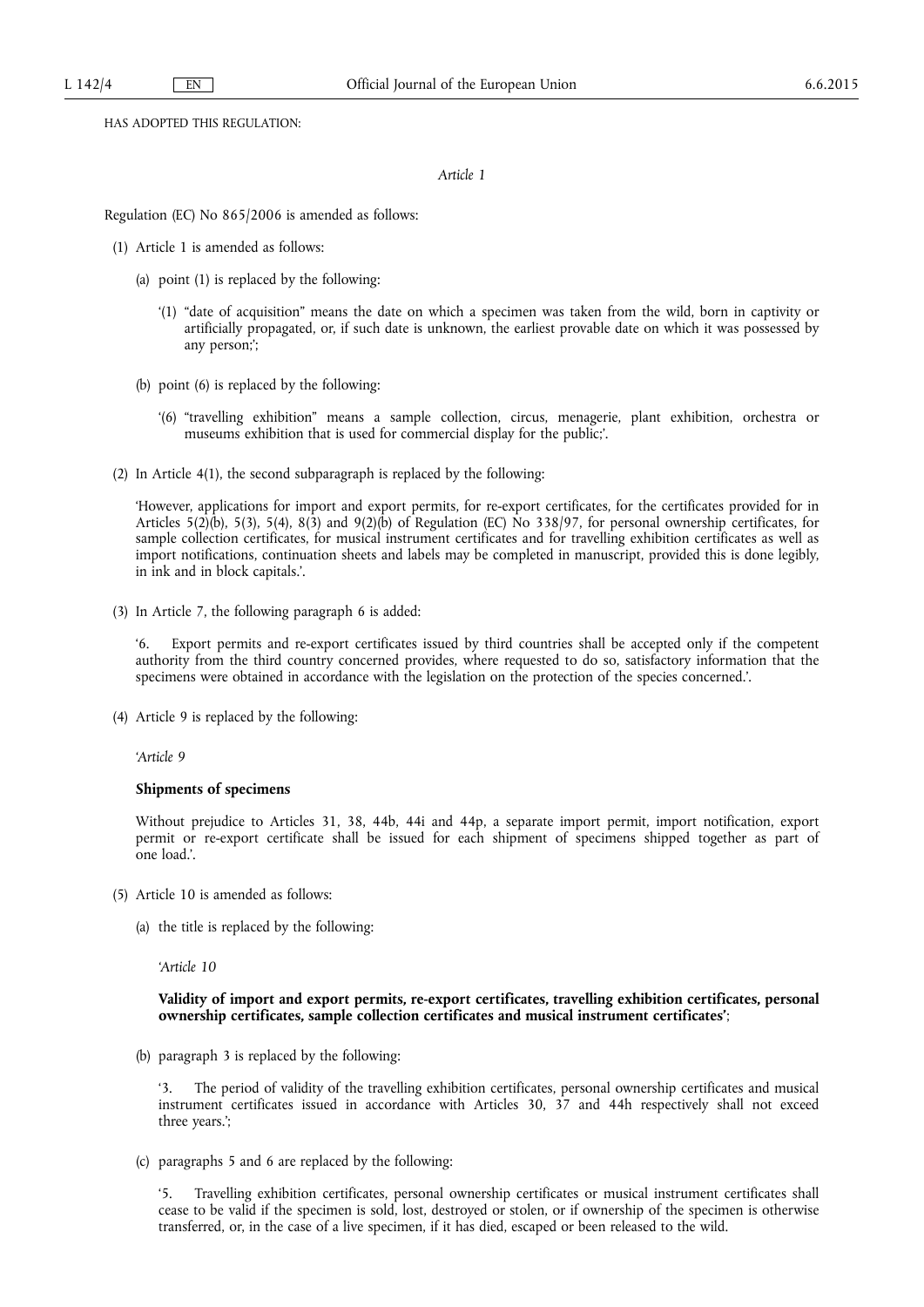HAS ADOPTED THIS REGULATION:

*Article 1*

Regulation (EC) No 865/2006 is amended as follows:

(1) Article 1 is amended as follows:

   (a) point (1) is replaced by the following:

      '(1) "date of acquisition" means the date on which a specimen was taken from the wild, born in captivity or artificially propagated, or, if such date is unknown, the earliest provable date on which it was possessed by any person;';

   (b) point (6) is replaced by the following:

      '(6) "travelling exhibition" means a sample collection, circus, menagerie, plant exhibition, orchestra or museums exhibition that is used for commercial display for the public;'.

(2) In Article 4(1), the second subparagraph is replaced by the following:

   'However, applications for import and export permits, for re-export certificates, for the certificates provided for in Articles 5(2)(b), 5(3), 5(4), 8(3) and 9(2)(b) of Regulation (EC) No 338/97, for personal ownership certificates, for sample collection certificates, for musical instrument certificates and for travelling exhibition certificates as well as import notifications, continuation sheets and labels may be completed in manuscript, provided this is done legibly, in ink and in block capitals.'.

(3) In Article 7, the following paragraph 6 is added:

   '6. Export permits and re-export certificates issued by third countries shall be accepted only if the competent authority from the third country concerned provides, where requested to do so, satisfactory information that the specimens were obtained in accordance with the legislation on the protection of the species concerned.'.

(4) Article 9 is replaced by the following:

   '*Article 9*

   **Shipments of specimens**

   Without prejudice to Articles 31, 38, 44b, 44i and 44p, a separate import permit, import notification, export permit or re-export certificate shall be issued for each shipment of specimens shipped together as part of one load.'.

(5) Article 10 is amended as follows:

   (a) the title is replaced by the following:

      '*Article 10*

      **Validity of import and export permits, re-export certificates, travelling exhibition certificates, personal ownership certificates, sample collection certificates and musical instrument certificates'**;

   (b) paragraph 3 is replaced by the following:

      '3. The period of validity of the travelling exhibition certificates, personal ownership certificates and musical instrument certificates issued in accordance with Articles 30, 37 and 44h respectively shall not exceed three years.';

   (c) paragraphs 5 and 6 are replaced by the following:

      '5. Travelling exhibition certificates, personal ownership certificates or musical instrument certificates shall cease to be valid if the specimen is sold, lost, destroyed or stolen, or if ownership of the specimen is otherwise transferred, or, in the case of a live specimen, if it has died, escaped or been released to the wild.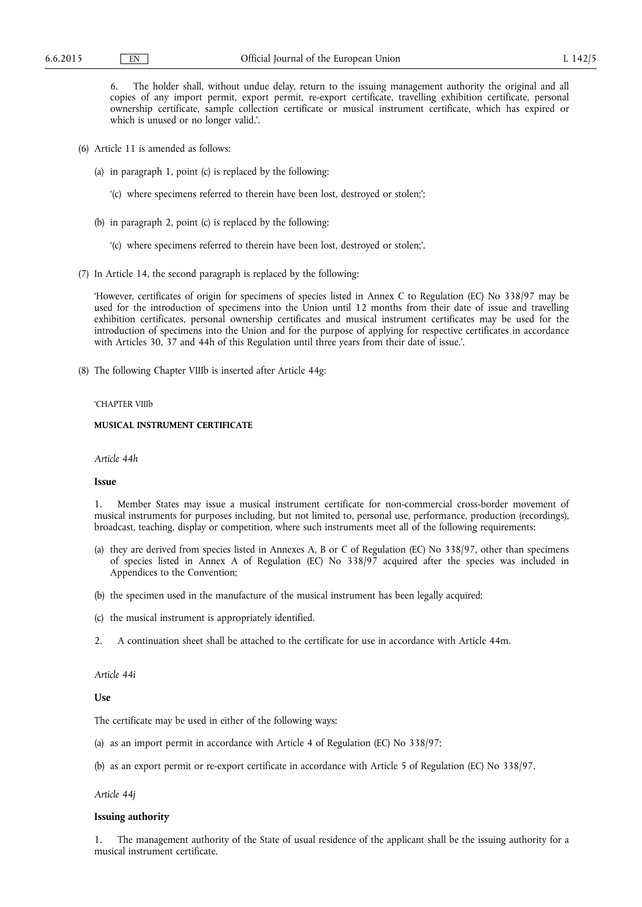6. The holder shall, without undue delay, return to the issuing management authority the original and all copies of any import permit, export permit, re-export certificate, travelling exhibition certificate, personal ownership certificate, sample collection certificate or musical instrument certificate, which has expired or which is unused or no longer valid.'.

(6) Article 11 is amended as follows:

(a) in paragraph 1, point (c) is replaced by the following:

'(c) where specimens referred to therein have been lost, destroyed or stolen;';

(b) in paragraph 2, point (c) is replaced by the following:

'(c) where specimens referred to therein have been lost, destroyed or stolen;'.

(7) In Article 14, the second paragraph is replaced by the following:

'However, certificates of origin for specimens of species listed in Annex C to Regulation (EC) No 338/97 may be used for the introduction of specimens into the Union until 12 months from their date of issue and travelling exhibition certificates, personal ownership certificates and musical instrument certificates may be used for the introduction of specimens into the Union and for the purpose of applying for respective certificates in accordance with Articles 30, 37 and 44h of this Regulation until three years from their date of issue.'.

(8) The following Chapter VIIIb is inserted after Article 44g:

'CHAPTER VIIIb

**MUSICAL INSTRUMENT CERTIFICATE**

*Article 44h*

**Issue**

1. Member States may issue a musical instrument certificate for non-commercial cross-border movement of musical instruments for purposes including, but not limited to, personal use, performance, production (recordings), broadcast, teaching, display or competition, where such instruments meet all of the following requirements:

(a) they are derived from species listed in Annexes A, B or C of Regulation (EC) No 338/97, other than specimens of species listed in Annex A of Regulation (EC) No 338/97 acquired after the species was included in Appendices to the Convention;

(b) the specimen used in the manufacture of the musical instrument has been legally acquired;

(c) the musical instrument is appropriately identified.

2. A continuation sheet shall be attached to the certificate for use in accordance with Article 44m.

*Article 44i*

**Use**

The certificate may be used in either of the following ways:

(a) as an import permit in accordance with Article 4 of Regulation (EC) No 338/97;

(b) as an export permit or re-export certificate in accordance with Article 5 of Regulation (EC) No 338/97.

*Article 44j*

**Issuing authority**

1. The management authority of the State of usual residence of the applicant shall be the issuing authority for a musical instrument certificate.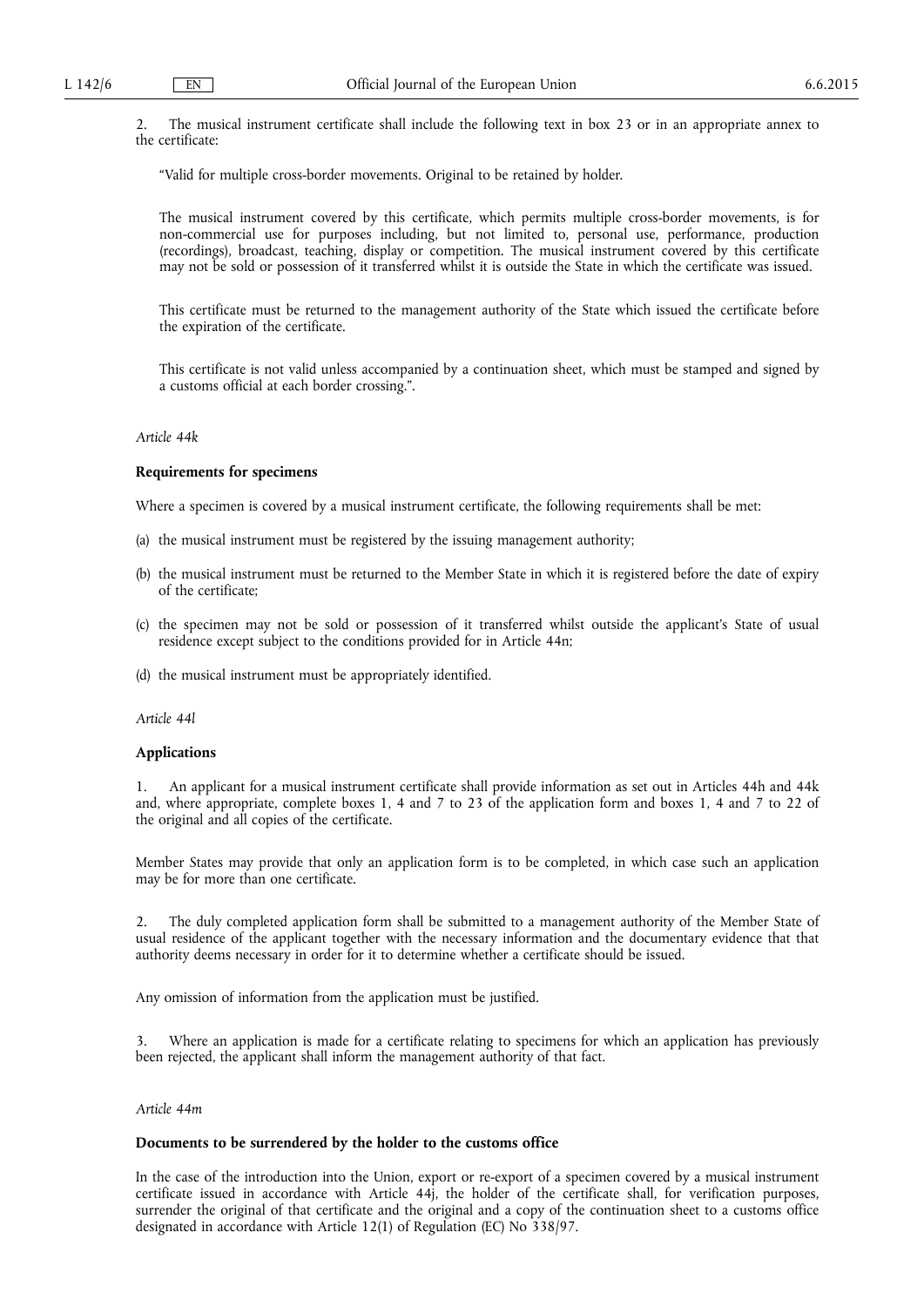2. The musical instrument certificate shall include the following text in box 23 or in an appropriate annex to the certificate:

"Valid for multiple cross-border movements. Original to be retained by holder.

The musical instrument covered by this certificate, which permits multiple cross-border movements, is for non-commercial use for purposes including, but not limited to, personal use, performance, production (recordings), broadcast, teaching, display or competition. The musical instrument covered by this certificate may not be sold or possession of it transferred whilst it is outside the State in which the certificate was issued.

This certificate must be returned to the management authority of the State which issued the certificate before the expiration of the certificate.

This certificate is not valid unless accompanied by a continuation sheet, which must be stamped and signed by a customs official at each border crossing.".

*Article 44k*

**Requirements for specimens**

Where a specimen is covered by a musical instrument certificate, the following requirements shall be met:

(a) the musical instrument must be registered by the issuing management authority;

(b) the musical instrument must be returned to the Member State in which it is registered before the date of expiry of the certificate;

(c) the specimen may not be sold or possession of it transferred whilst outside the applicant's State of usual residence except subject to the conditions provided for in Article 44n;

(d) the musical instrument must be appropriately identified.

*Article 44l*

**Applications**

1. An applicant for a musical instrument certificate shall provide information as set out in Articles 44h and 44k and, where appropriate, complete boxes 1, 4 and 7 to 23 of the application form and boxes 1, 4 and 7 to 22 of the original and all copies of the certificate.

Member States may provide that only an application form is to be completed, in which case such an application may be for more than one certificate.

2. The duly completed application form shall be submitted to a management authority of the Member State of usual residence of the applicant together with the necessary information and the documentary evidence that that authority deems necessary in order for it to determine whether a certificate should be issued.

Any omission of information from the application must be justified.

3. Where an application is made for a certificate relating to specimens for which an application has previously been rejected, the applicant shall inform the management authority of that fact.

*Article 44m*

**Documents to be surrendered by the holder to the customs office**

In the case of the introduction into the Union, export or re-export of a specimen covered by a musical instrument certificate issued in accordance with Article 44j, the holder of the certificate shall, for verification purposes, surrender the original of that certificate and the original and a copy of the continuation sheet to a customs office designated in accordance with Article 12(1) of Regulation (EC) No 338/97.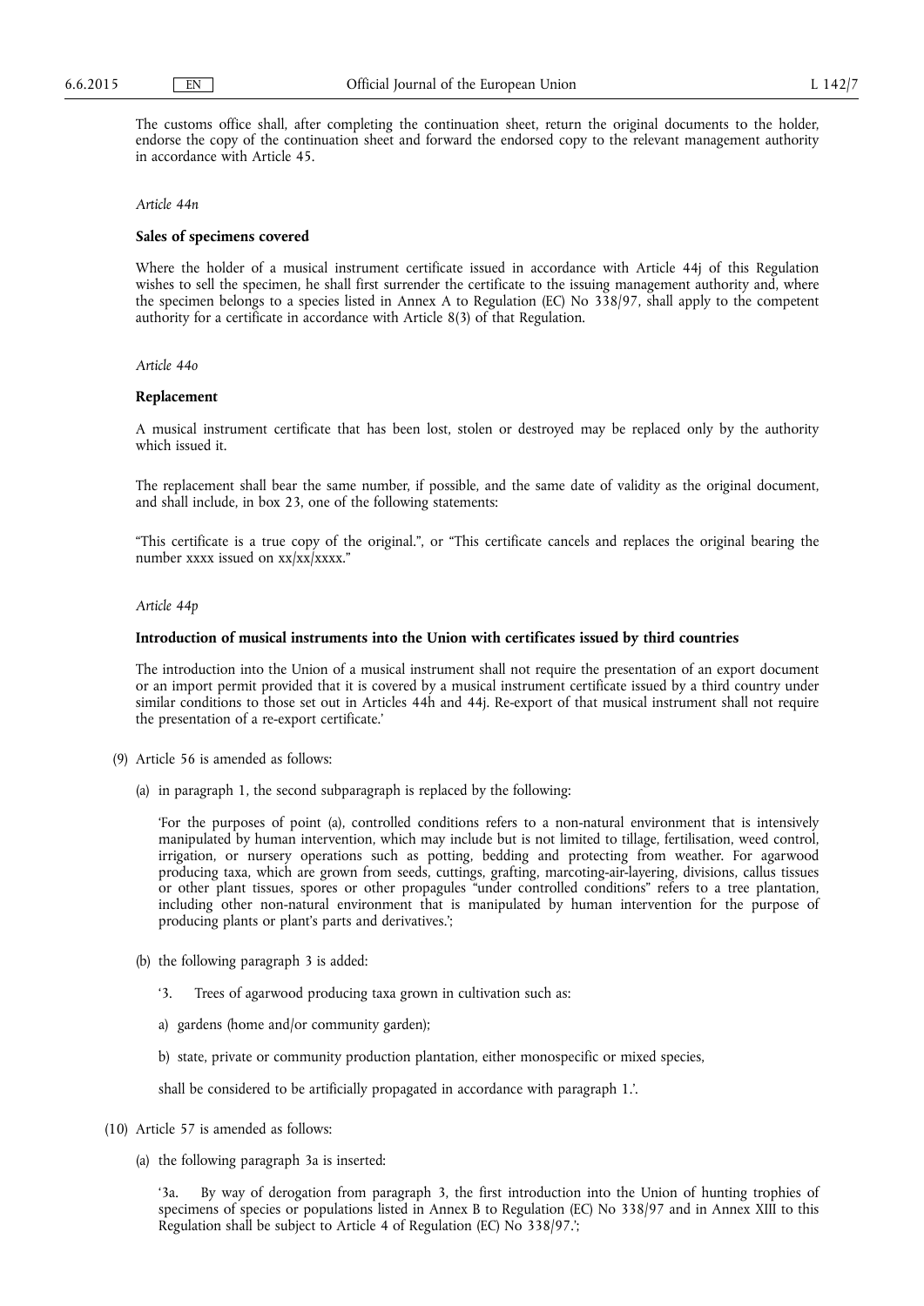The customs office shall, after completing the continuation sheet, return the original documents to the holder, endorse the copy of the continuation sheet and forward the endorsed copy to the relevant management authority in accordance with Article 45.

*Article 44n*

**Sales of specimens covered**

Where the holder of a musical instrument certificate issued in accordance with Article 44j of this Regulation wishes to sell the specimen, he shall first surrender the certificate to the issuing management authority and, where the specimen belongs to a species listed in Annex A to Regulation (EC) No 338/97, shall apply to the competent authority for a certificate in accordance with Article 8(3) of that Regulation.

*Article 44o*

**Replacement**

A musical instrument certificate that has been lost, stolen or destroyed may be replaced only by the authority which issued it.

The replacement shall bear the same number, if possible, and the same date of validity as the original document, and shall include, in box 23, one of the following statements:

"This certificate is a true copy of the original.", or "This certificate cancels and replaces the original bearing the number xxxx issued on xx/xx/xxxx."

*Article 44p*

**Introduction of musical instruments into the Union with certificates issued by third countries**

The introduction into the Union of a musical instrument shall not require the presentation of an export document or an import permit provided that it is covered by a musical instrument certificate issued by a third country under similar conditions to those set out in Articles 44h and 44j. Re-export of that musical instrument shall not require the presentation of a re-export certificate.'

(9) Article 56 is amended as follows:

(a) in paragraph 1, the second subparagraph is replaced by the following:

'For the purposes of point (a), controlled conditions refers to a non-natural environment that is intensively manipulated by human intervention, which may include but is not limited to tillage, fertilisation, weed control, irrigation, or nursery operations such as potting, bedding and protecting from weather. For agarwood producing taxa, which are grown from seeds, cuttings, grafting, marcoting-air-layering, divisions, callus tissues or other plant tissues, spores or other propagules "under controlled conditions" refers to a tree plantation, including other non-natural environment that is manipulated by human intervention for the purpose of producing plants or plant's parts and derivatives.';

(b) the following paragraph 3 is added:

'3. Trees of agarwood producing taxa grown in cultivation such as:

a) gardens (home and/or community garden);

b) state, private or community production plantation, either monospecific or mixed species,

shall be considered to be artificially propagated in accordance with paragraph 1.'.

(10) Article 57 is amended as follows:

(a) the following paragraph 3a is inserted:

'3a. By way of derogation from paragraph 3, the first introduction into the Union of hunting trophies of specimens of species or populations listed in Annex B to Regulation (EC) No 338/97 and in Annex XIII to this Regulation shall be subject to Article 4 of Regulation (EC) No 338/97.';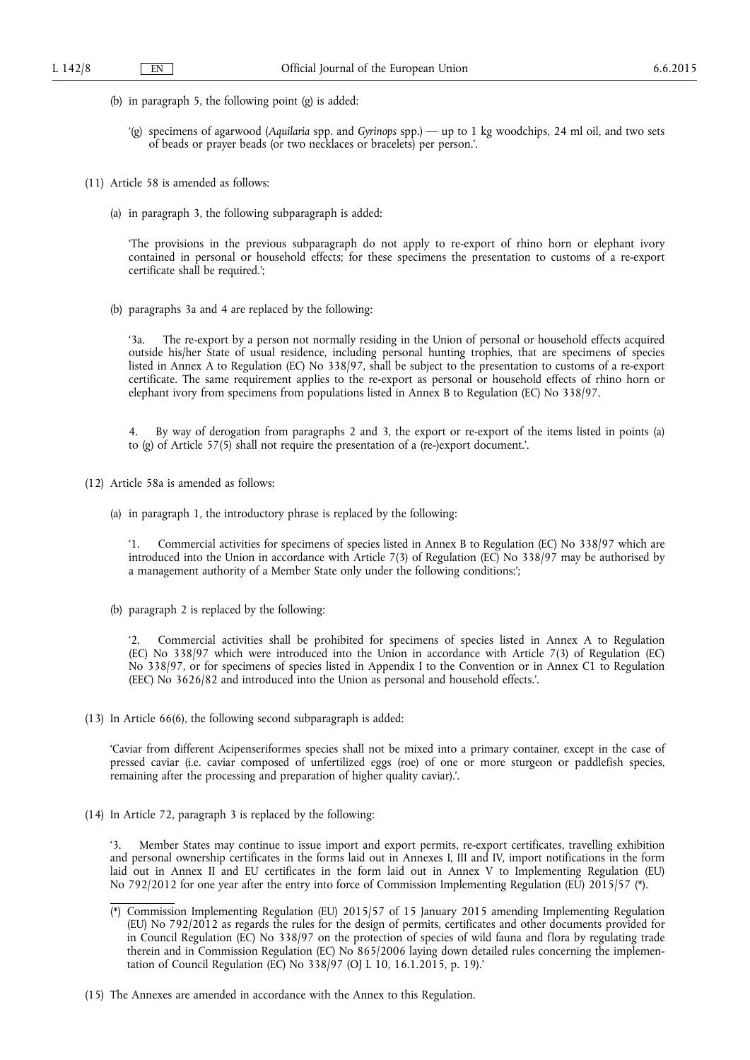(b) in paragraph 5, the following point (g) is added:

'(g) specimens of agarwood (*Aquilaria* spp. and *Gyrinops* spp.) — up to 1 kg woodchips, 24 ml oil, and two sets of beads or prayer beads (or two necklaces or bracelets) per person.'.

(11) Article 58 is amended as follows:

(a) in paragraph 3, the following subparagraph is added:

'The provisions in the previous subparagraph do not apply to re-export of rhino horn or elephant ivory contained in personal or household effects; for these specimens the presentation to customs of a re-export certificate shall be required.';

(b) paragraphs 3a and 4 are replaced by the following:

'3a. The re-export by a person not normally residing in the Union of personal or household effects acquired outside his/her State of usual residence, including personal hunting trophies, that are specimens of species listed in Annex A to Regulation (EC) No 338/97, shall be subject to the presentation to customs of a re-export certificate. The same requirement applies to the re-export as personal or household effects of rhino horn or elephant ivory from specimens from populations listed in Annex B to Regulation (EC) No 338/97.

4. By way of derogation from paragraphs 2 and 3, the export or re-export of the items listed in points (a) to (g) of Article 57(5) shall not require the presentation of a (re-)export document.'.

(12) Article 58a is amended as follows:

(a) in paragraph 1, the introductory phrase is replaced by the following:

'1. Commercial activities for specimens of species listed in Annex B to Regulation (EC) No 338/97 which are introduced into the Union in accordance with Article 7(3) of Regulation (EC) No 338/97 may be authorised by a management authority of a Member State only under the following conditions:';

(b) paragraph 2 is replaced by the following:

'2. Commercial activities shall be prohibited for specimens of species listed in Annex A to Regulation (EC) No 338/97 which were introduced into the Union in accordance with Article 7(3) of Regulation (EC) No 338/97, or for specimens of species listed in Appendix I to the Convention or in Annex C1 to Regulation (EEC) No 3626/82 and introduced into the Union as personal and household effects.'.

(13) In Article 66(6), the following second subparagraph is added:

'Caviar from different Acipenseriformes species shall not be mixed into a primary container, except in the case of pressed caviar (i.e. caviar composed of unfertilized eggs (roe) of one or more sturgeon or paddlefish species, remaining after the processing and preparation of higher quality caviar).'.

(14) In Article 72, paragraph 3 is replaced by the following:

'3. Member States may continue to issue import and export permits, re-export certificates, travelling exhibition and personal ownership certificates in the forms laid out in Annexes I, III and IV, import notifications in the form laid out in Annex II and EU certificates in the form laid out in Annex V to Implementing Regulation (EU) No 792/2012 for one year after the entry into force of Commission Implementing Regulation (EU) 2015/57 (*).

(*) Commission Implementing Regulation (EU) 2015/57 of 15 January 2015 amending Implementing Regulation (EU) No 792/2012 as regards the rules for the design of permits, certificates and other documents provided for in Council Regulation (EC) No 338/97 on the protection of species of wild fauna and flora by regulating trade therein and in Commission Regulation (EC) No 865/2006 laying down detailed rules concerning the implementation of Council Regulation (EC) No 338/97 (OJ L 10, 16.1.2015, p. 19).'

(15) The Annexes are amended in accordance with the Annex to this Regulation.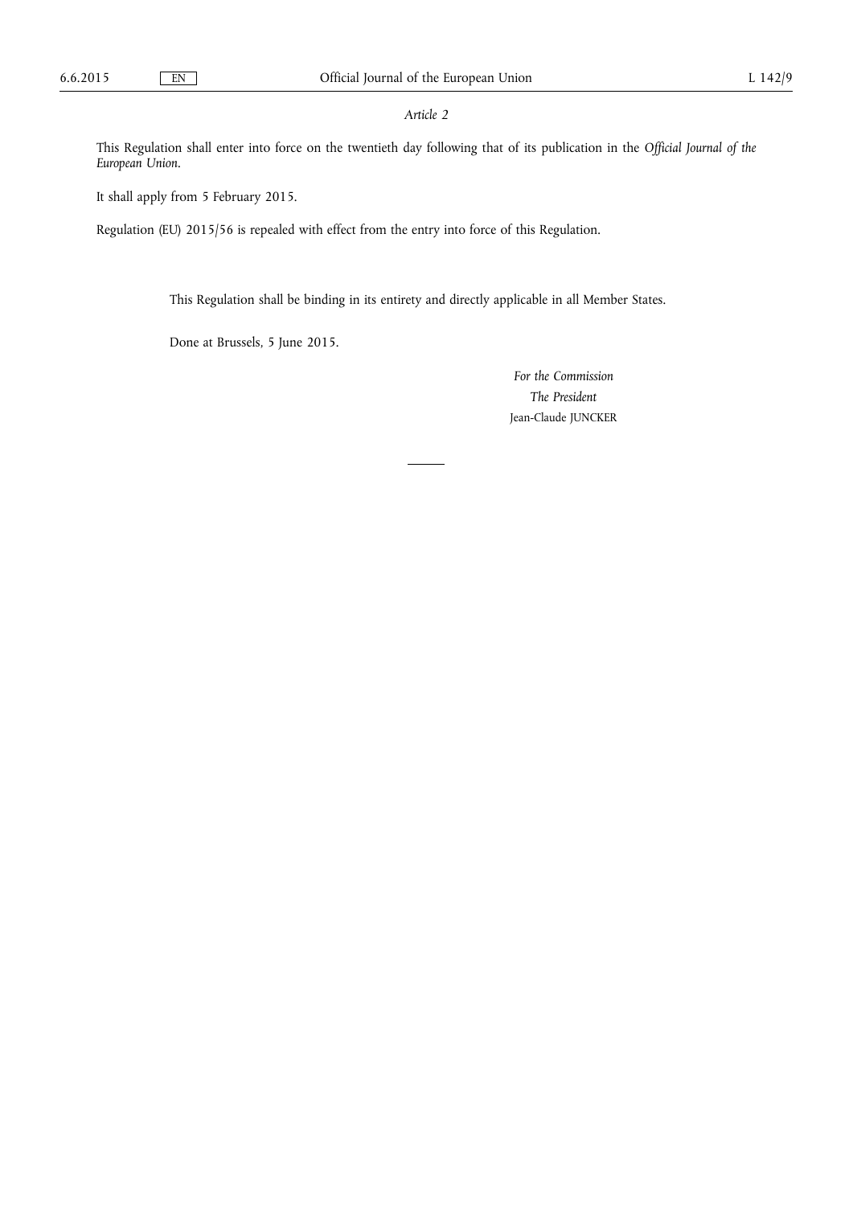*Article 2*

This Regulation shall enter into force on the twentieth day following that of its publication in the *Official Journal of the European Union*.

It shall apply from 5 February 2015.

Regulation (EU) 2015/56 is repealed with effect from the entry into force of this Regulation.

This Regulation shall be binding in its entirety and directly applicable in all Member States.

Done at Brussels, 5 June 2015.

*For the Commission*

*The President*

Jean-Claude JUNCKER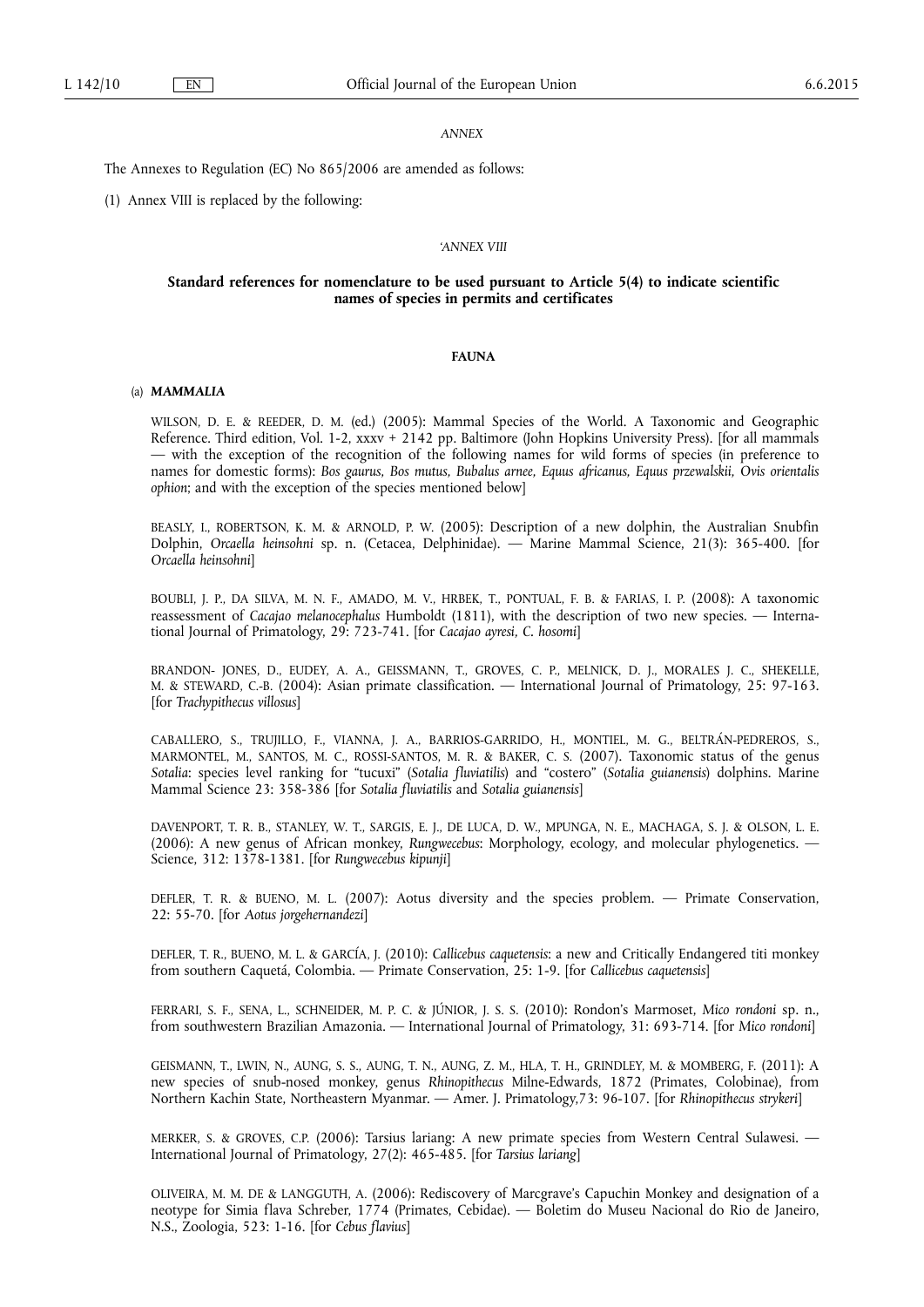*ANNEX*

The Annexes to Regulation (EC) No 865/2006 are amended as follows:

(1) Annex VIII is replaced by the following:

'*ANNEX VIII*

**Standard references for nomenclature to be used pursuant to Article 5(4) to indicate scientific names of species in permits and certificates**

**FAUNA**

(a) ***MAMMALIA***

WILSON, D. E. & REEDER, D. M. (ed.) (2005): Mammal Species of the World. A Taxonomic and Geographic Reference. Third edition, Vol. 1-2, xxxv + 2142 pp. Baltimore (John Hopkins University Press). [for all mammals — with the exception of the recognition of the following names for wild forms of species (in preference to names for domestic forms): *Bos gaurus, Bos mutus, Bubalus arnee, Equus africanus, Equus przewalskii, Ovis orientalis ophion*; and with the exception of the species mentioned below]

BEASLY, I., ROBERTSON, K. M. & ARNOLD, P. W. (2005): Description of a new dolphin, the Australian Snubfin Dolphin, *Orcaella heinsohni* sp. n. (Cetacea, Delphinidae). — Marine Mammal Science, 21(3): 365-400. [for *Orcaella heinsohni*]

BOUBLI, J. P., DA SILVA, M. N. F., AMADO, M. V., HRBEK, T., PONTUAL, F. B. & FARIAS, I. P. (2008): A taxonomic reassessment of *Cacajao melanocephalus* Humboldt (1811), with the description of two new species. — International Journal of Primatology, 29: 723-741. [for *Cacajao ayresi, C. hosomi*]

BRANDON- JONES, D., EUDEY, A. A., GEISSMANN, T., GROVES, C. P., MELNICK, D. J., MORALES J. C., SHEKELLE, M. & STEWARD, C.-B. (2004): Asian primate classification. — International Journal of Primatology, 25: 97-163. [for *Trachypithecus villosus*]

CABALLERO, S., TRUJILLO, F., VIANNA, J. A., BARRIOS-GARRIDO, H., MONTIEL, M. G., BELTRÁN-PEDREROS, S., MARMONTEL, M., SANTOS, M. C., ROSSI-SANTOS, M. R. & BAKER, C. S. (2007). Taxonomic status of the genus *Sotalia*: species level ranking for "tucuxi" (*Sotalia fluviatilis*) and "costero" (*Sotalia guianensis*) dolphins. Marine Mammal Science 23: 358-386 [for *Sotalia fluviatilis* and *Sotalia guianensis*]

DAVENPORT, T. R. B., STANLEY, W. T., SARGIS, E. J., DE LUCA, D. W., MPUNGA, N. E., MACHAGA, S. J. & OLSON, L. E. (2006): A new genus of African monkey, *Rungwecebus*: Morphology, ecology, and molecular phylogenetics. — Science, 312: 1378-1381. [for *Rungwecebus kipunji*]

DEFLER, T. R. & BUENO, M. L. (2007): Aotus diversity and the species problem. — Primate Conservation, 22: 55-70. [for *Aotus jorgehernandezi*]

DEFLER, T. R., BUENO, M. L. & GARCÍA, J. (2010): *Callicebus caquetensis*: a new and Critically Endangered titi monkey from southern Caquetá, Colombia. — Primate Conservation, 25: 1-9. [for *Callicebus caquetensis*]

FERRARI, S. F., SENA, L., SCHNEIDER, M. P. C. & JÚNIOR, J. S. S. (2010): Rondon's Marmoset, *Mico rondoni* sp. n., from southwestern Brazilian Amazonia. — International Journal of Primatology, 31: 693-714. [for *Mico rondoni*]

GEISMANN, T., LWIN, N., AUNG, S. S., AUNG, T. N., AUNG, Z. M., HLA, T. H., GRINDLEY, M. & MOMBERG, F. (2011): A new species of snub-nosed monkey, genus *Rhinopithecus* Milne-Edwards, 1872 (Primates, Colobinae), from Northern Kachin State, Northeastern Myanmar. — Amer. J. Primatology,73: 96-107. [for *Rhinopithecus strykeri*]

MERKER, S. & GROVES, C.P. (2006): Tarsius lariang: A new primate species from Western Central Sulawesi. — International Journal of Primatology, 27(2): 465-485. [for *Tarsius lariang*]

OLIVEIRA, M. M. DE & LANGGUTH, A. (2006): Rediscovery of Marcgrave's Capuchin Monkey and designation of a neotype for Simia flava Schreber, 1774 (Primates, Cebidae). — Boletim do Museu Nacional do Rio de Janeiro, N.S., Zoologia, 523: 1-16. [for *Cebus flavius*]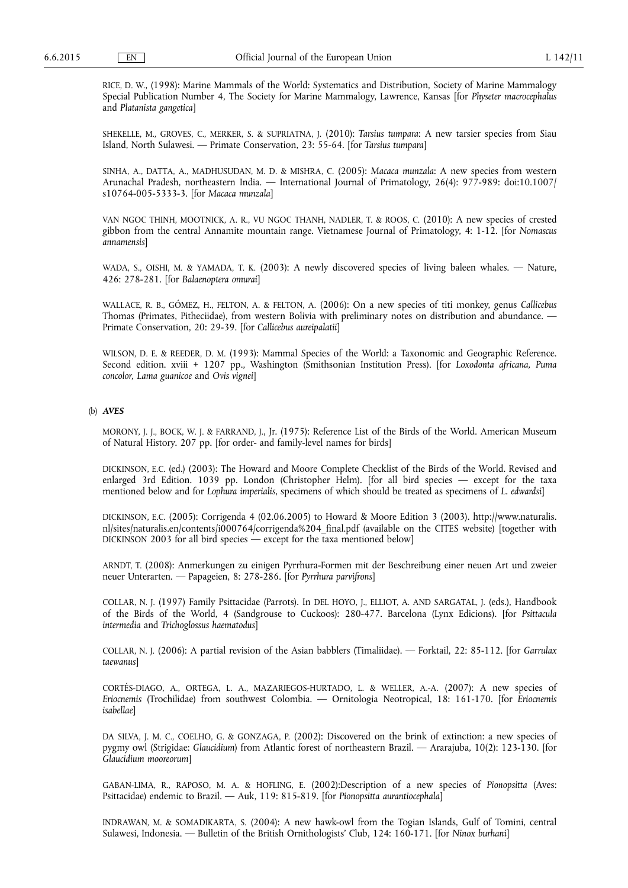RICE, D. W., (1998): Marine Mammals of the World: Systematics and Distribution, Society of Marine Mammalogy Special Publication Number 4, The Society for Marine Mammalogy, Lawrence, Kansas [for *Physeter macrocephalus* and *Platanista gangetica*]

SHEKELLE, M., GROVES, C., MERKER, S. & SUPRIATNA, J. (2010): *Tarsius tumpara*: A new tarsier species from Siau Island, North Sulawesi. — Primate Conservation, 23: 55-64. [for *Tarsius tumpara*]

SINHA, A., DATTA, A., MADHUSUDAN, M. D. & MISHRA, C. (2005): *Macaca munzala*: A new species from western Arunachal Pradesh, northeastern India. — International Journal of Primatology, 26(4): 977-989: doi:10.1007/s10764-005-5333-3. [for *Macaca munzala*]

VAN NGOC THINH, MOOTNICK, A. R., VU NGOC THANH, NADLER, T. & ROOS, C. (2010): A new species of crested gibbon from the central Annamite mountain range. Vietnamese Journal of Primatology, 4: 1-12. [for *Nomascus annamensis*]

WADA, S., OISHI, M. & YAMADA, T. K. (2003): A newly discovered species of living baleen whales. — Nature, 426: 278-281. [for *Balaenoptera omurai*]

WALLACE, R. B., GÓMEZ, H., FELTON, A. & FELTON, A. (2006): On a new species of titi monkey, genus *Callicebus* Thomas (Primates, Pitheciidae), from western Bolivia with preliminary notes on distribution and abundance. — Primate Conservation, 20: 29-39. [for *Callicebus aureipalatii*]

WILSON, D. E. & REEDER, D. M. (1993): Mammal Species of the World: a Taxonomic and Geographic Reference. Second edition. xviii + 1207 pp., Washington (Smithsonian Institution Press). [for *Loxodonta africana, Puma concolor, Lama guanicoe* and *Ovis vignei*]

(b) ***AVES***

MORONY, J. J., BOCK, W. J. & FARRAND, J., Jr. (1975): Reference List of the Birds of the World. American Museum of Natural History. 207 pp. [for order- and family-level names for birds]

DICKINSON, E.C. (ed.) (2003): The Howard and Moore Complete Checklist of the Birds of the World. Revised and enlarged 3rd Edition. 1039 pp. London (Christopher Helm). [for all bird species — except for the taxa mentioned below and for *Lophura imperialis*, specimens of which should be treated as specimens of *L. edwardsi*]

DICKINSON, E.C. (2005): Corrigenda 4 (02.06.2005) to Howard & Moore Edition 3 (2003). http://www.naturalis.nl/sites/naturalis.en/contents/i000764/corrigenda%204_final.pdf (available on the CITES website) [together with DICKINSON 2003 for all bird species — except for the taxa mentioned below]

ARNDT, T. (2008): Anmerkungen zu einigen Pyrrhura-Formen mit der Beschreibung einer neuen Art und zweier neuer Unterarten. — Papageien, 8: 278-286. [for *Pyrrhura parvifrons*]

COLLAR, N. J. (1997) Family Psittacidae (Parrots). In DEL HOYO, J., ELLIOT, A. AND SARGATAL, J. (eds.), Handbook of the Birds of the World, 4 (Sandgrouse to Cuckoos): 280-477. Barcelona (Lynx Edicions). [for *Psittacula intermedia* and *Trichoglossus haematodus*]

COLLAR, N. J. (2006): A partial revision of the Asian babblers (Timaliidae). — Forktail, 22: 85-112. [for *Garrulax taewanus*]

CORTÉS-DIAGO, A., ORTEGA, L. A., MAZARIEGOS-HURTADO, L. & WELLER, A.-A. (2007): A new species of *Eriocnemis* (Trochilidae) from southwest Colombia. — Ornitologia Neotropical, 18: 161-170. [for *Eriocnemis isabellae*]

DA SILVA, J. M. C., COELHO, G. & GONZAGA, P. (2002): Discovered on the brink of extinction: a new species of pygmy owl (Strigidae: *Glaucidium*) from Atlantic forest of northeastern Brazil. — Ararajuba, 10(2): 123-130. [for *Glaucidium mooreorum*]

GABAN-LIMA, R., RAPOSO, M. A. & HOFLING, E. (2002):Description of a new species of *Pionopsitta* (Aves: Psittacidae) endemic to Brazil. — Auk, 119: 815-819. [for *Pionopsitta aurantiocephala*]

INDRAWAN, M. & SOMADIKARTA, S. (2004): A new hawk-owl from the Togian Islands, Gulf of Tomini, central Sulawesi, Indonesia. — Bulletin of the British Ornithologists' Club, 124: 160-171. [for *Ninox burhani*]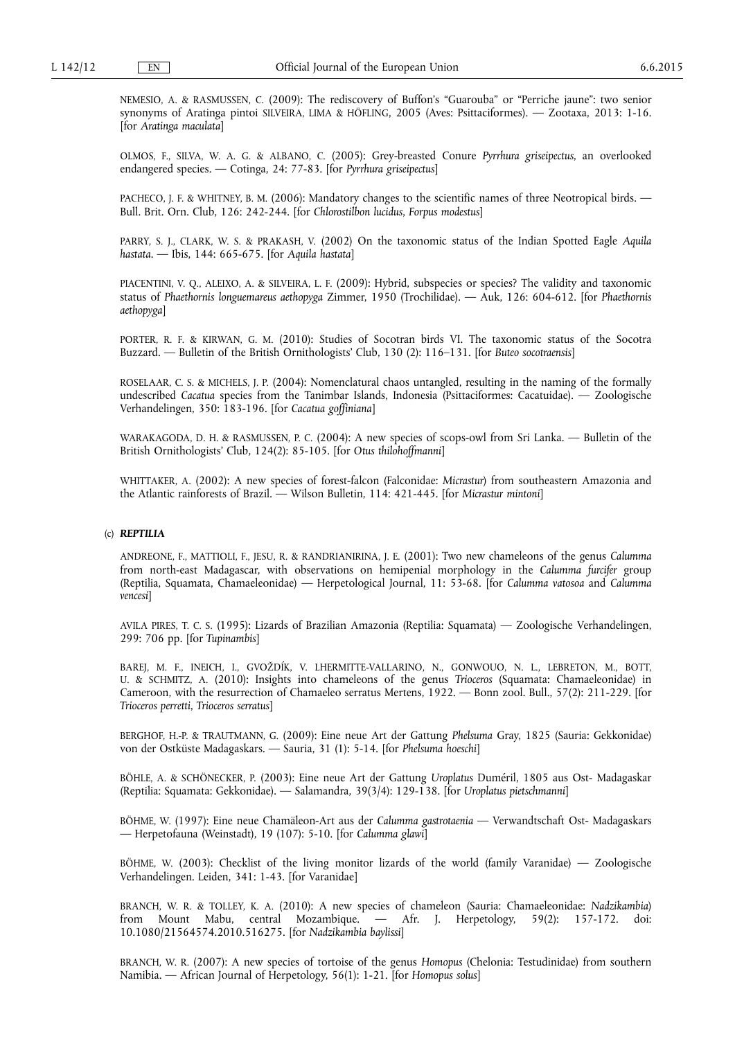NEMESIO, A. & RASMUSSEN, C. (2009): The rediscovery of Buffon's "Guarouba" or "Perriche jaune": two senior synonyms of Aratinga pintoi SILVEIRA, LIMA & HÖFLING, 2005 (Aves: Psittaciformes). — Zootaxa, 2013: 1-16. [for *Aratinga maculata*]

OLMOS, F., SILVA, W. A. G. & ALBANO, C. (2005): Grey-breasted Conure *Pyrrhura griseipectus*, an overlooked endangered species. — Cotinga, 24: 77-83. [for *Pyrrhura griseipectus*]

PACHECO, J. F. & WHITNEY, B. M. (2006): Mandatory changes to the scientific names of three Neotropical birds. — Bull. Brit. Orn. Club, 126: 242-244. [for *Chlorostilbon lucidus*, *Forpus modestus*]

PARRY, S. J., CLARK, W. S. & PRAKASH, V. (2002) On the taxonomic status of the Indian Spotted Eagle *Aquila hastata*. — Ibis, 144: 665-675. [for *Aquila hastata*]

PIACENTINI, V. Q., ALEIXO, A. & SILVEIRA, L. F. (2009): Hybrid, subspecies or species? The validity and taxonomic status of *Phaethornis longuemareus aethopyga* Zimmer, 1950 (Trochilidae). — Auk, 126: 604-612. [for *Phaethornis aethopyga*]

PORTER, R. F. & KIRWAN, G. M. (2010): Studies of Socotran birds VI. The taxonomic status of the Socotra Buzzard. — Bulletin of the British Ornithologists' Club, 130 (2): 116–131. [for *Buteo socotraensis*]

ROSELAAR, C. S. & MICHELS, J. P. (2004): Nomenclatural chaos untangled, resulting in the naming of the formally undescribed *Cacatua* species from the Tanimbar Islands, Indonesia (Psittaciformes: Cacatuidae). — Zoologische Verhandelingen, 350: 183-196. [for *Cacatua goffiniana*]

WARAKAGODA, D. H. & RASMUSSEN, P. C. (2004): A new species of scops-owl from Sri Lanka. — Bulletin of the British Ornithologists' Club, 124(2): 85-105. [for *Otus thilohoffmanni*]

WHITTAKER, A. (2002): A new species of forest-falcon (Falconidae: *Micrastur*) from southeastern Amazonia and the Atlantic rainforests of Brazil. — Wilson Bulletin, 114: 421-445. [for *Micrastur mintoni*]

(c) ***REPTILIA***

ANDREONE, F., MATTIOLI, F., JESU, R. & RANDRIANIRINA, J. E. (2001): Two new chameleons of the genus *Calumma* from north-east Madagascar, with observations on hemipenial morphology in the *Calumma furcifer* group (Reptilia, Squamata, Chamaeleonidae) — Herpetological Journal, 11: 53-68. [for *Calumma vatosoa* and *Calumma vencesi*]

AVILA PIRES, T. C. S. (1995): Lizards of Brazilian Amazonia (Reptilia: Squamata) — Zoologische Verhandelingen, 299: 706 pp. [for *Tupinambis*]

BAREJ, M. F., INEICH, I., GVOŽDÍK, V. LHERMITTE-VALLARINO, N., GONWOUO, N. L., LEBRETON, M., BOTT, U. & SCHMITZ, A. (2010): Insights into chameleons of the genus *Trioceros* (Squamata: Chamaeleonidae) in Cameroon, with the resurrection of Chamaeleo serratus Mertens, 1922. — Bonn zool. Bull., 57(2): 211-229. [for *Trioceros perretti*, *Trioceros serratus*]

BERGHOF, H.-P. & TRAUTMANN, G. (2009): Eine neue Art der Gattung *Phelsuma* Gray, 1825 (Sauria: Gekkonidae) von der Ostküste Madagaskars. — Sauria, 31 (1): 5-14. [for *Phelsuma hoeschi*]

BÖHLE, A. & SCHÖNECKER, P. (2003): Eine neue Art der Gattung *Uroplatus* Duméril, 1805 aus Ost- Madagaskar (Reptilia: Squamata: Gekkonidae). — Salamandra, 39(3/4): 129-138. [for *Uroplatus pietschmanni*]

BÖHME, W. (1997): Eine neue Chamäleon-Art aus der *Calumma gastrotaenia* — Verwandtschaft Ost- Madagaskars — Herpetofauna (Weinstadt), 19 (107): 5-10. [for *Calumma glawi*]

BÖHME, W. (2003): Checklist of the living monitor lizards of the world (family Varanidae) — Zoologische Verhandelingen. Leiden, 341: 1-43. [for Varanidae]

BRANCH, W. R. & TOLLEY, K. A. (2010): A new species of chameleon (Sauria: Chamaeleonidae: *Nadzikambia*) from Mount Mabu, central Mozambique. — Afr. J. Herpetology, 59(2): 157-172. doi: 10.1080/21564574.2010.516275. [for *Nadzikambia baylissi*]

BRANCH, W. R. (2007): A new species of tortoise of the genus *Homopus* (Chelonia: Testudinidae) from southern Namibia. — African Journal of Herpetology, 56(1): 1-21. [for *Homopus solus*]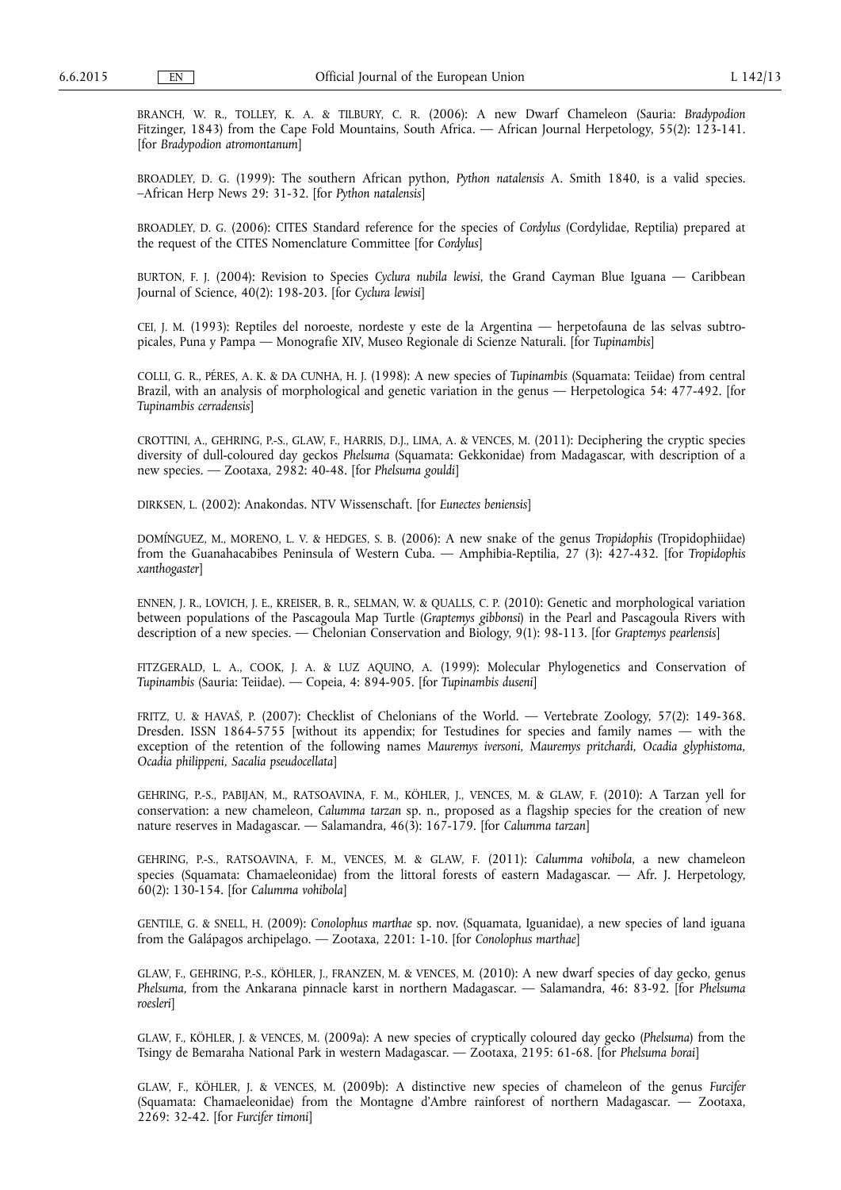BRANCH, W. R., TOLLEY, K. A. & TILBURY, C. R. (2006): A new Dwarf Chameleon (Sauria: *Bradypodion* Fitzinger, 1843) from the Cape Fold Mountains, South Africa. — African Journal Herpetology, 55(2): 123-141. [for *Bradypodion atromontanum*]

BROADLEY, D. G. (1999): The southern African python, *Python natalensis* A. Smith 1840, is a valid species. –African Herp News 29: 31-32. [for *Python natalensis*]

BROADLEY, D. G. (2006): CITES Standard reference for the species of *Cordylus* (Cordylidae, Reptilia) prepared at the request of the CITES Nomenclature Committee [for *Cordylus*]

BURTON, F. J. (2004): Revision to Species *Cyclura nubila lewisi*, the Grand Cayman Blue Iguana — Caribbean Journal of Science, 40(2): 198-203. [for *Cyclura lewisi*]

CEI, J. M. (1993): Reptiles del noroeste, nordeste y este de la Argentina — herpetofauna de las selvas subtropicales, Puna y Pampa — Monografie XIV, Museo Regionale di Scienze Naturali. [for *Tupinambis*]

COLLI, G. R., PÉRES, A. K. & DA CUNHA, H. J. (1998): A new species of *Tupinambis* (Squamata: Teiidae) from central Brazil, with an analysis of morphological and genetic variation in the genus — Herpetologica 54: 477-492. [for *Tupinambis cerradensis*]

CROTTINI, A., GEHRING, P.-S., GLAW, F., HARRIS, D.J., LIMA, A. & VENCES, M. (2011): Deciphering the cryptic species diversity of dull-coloured day geckos *Phelsuma* (Squamata: Gekkonidae) from Madagascar, with description of a new species. — Zootaxa, 2982: 40-48. [for *Phelsuma gouldi*]

DIRKSEN, L. (2002): Anakondas. NTV Wissenschaft. [for *Eunectes beniensis*]

DOMÍNGUEZ, M., MORENO, L. V. & HEDGES, S. B. (2006): A new snake of the genus *Tropidophis* (Tropidophiidae) from the Guanahacabibes Peninsula of Western Cuba. — Amphibia-Reptilia, 27 (3): 427-432. [for *Tropidophis xanthogaster*]

ENNEN, J. R., LOVICH, J. E., KREISER, B. R., SELMAN, W. & QUALLS, C. P. (2010): Genetic and morphological variation between populations of the Pascagoula Map Turtle (*Graptemys gibbonsi*) in the Pearl and Pascagoula Rivers with description of a new species. — Chelonian Conservation and Biology, 9(1): 98-113. [for *Graptemys pearlensis*]

FITZGERALD, L. A., COOK, J. A. & LUZ AQUINO, A. (1999): Molecular Phylogenetics and Conservation of *Tupinambis* (Sauria: Teiidae). — Copeia, 4: 894-905. [for *Tupinambis duseni*]

FRITZ, U. & HAVAŠ, P. (2007): Checklist of Chelonians of the World. — Vertebrate Zoology, 57(2): 149-368. Dresden. ISSN 1864-5755 [without its appendix; for Testudines for species and family names — with the exception of the retention of the following names *Mauremys iversoni, Mauremys pritchardi, Ocadia glyphistoma, Ocadia philippeni, Sacalia pseudocellata*]

GEHRING, P.-S., PABIJAN, M., RATSOAVINA, F. M., KÖHLER, J., VENCES, M. & GLAW, F. (2010): A Tarzan yell for conservation: a new chameleon, *Calumma tarzan* sp. n., proposed as a flagship species for the creation of new nature reserves in Madagascar. — Salamandra, 46(3): 167-179. [for *Calumma tarzan*]

GEHRING, P.-S., RATSOAVINA, F. M., VENCES, M. & GLAW, F. (2011): *Calumma vohibola*, a new chameleon species (Squamata: Chamaeleonidae) from the littoral forests of eastern Madagascar. — Afr. J. Herpetology, 60(2): 130-154. [for *Calumma vohibola*]

GENTILE, G. & SNELL, H. (2009): *Conolophus marthae* sp. nov. (Squamata, Iguanidae), a new species of land iguana from the Galápagos archipelago. — Zootaxa, 2201: 1-10. [for *Conolophus marthae*]

GLAW, F., GEHRING, P.-S., KÖHLER, J., FRANZEN, M. & VENCES, M. (2010): A new dwarf species of day gecko, genus *Phelsuma*, from the Ankarana pinnacle karst in northern Madagascar. — Salamandra, 46: 83-92. [for *Phelsuma roesleri*]

GLAW, F., KÖHLER, J. & VENCES, M. (2009a): A new species of cryptically coloured day gecko (*Phelsuma*) from the Tsingy de Bemaraha National Park in western Madagascar. — Zootaxa, 2195: 61-68. [for *Phelsuma borai*]

GLAW, F., KÖHLER, J. & VENCES, M. (2009b): A distinctive new species of chameleon of the genus *Furcifer* (Squamata: Chamaeleonidae) from the Montagne d'Ambre rainforest of northern Madagascar. — Zootaxa, 2269: 32-42. [for *Furcifer timoni*]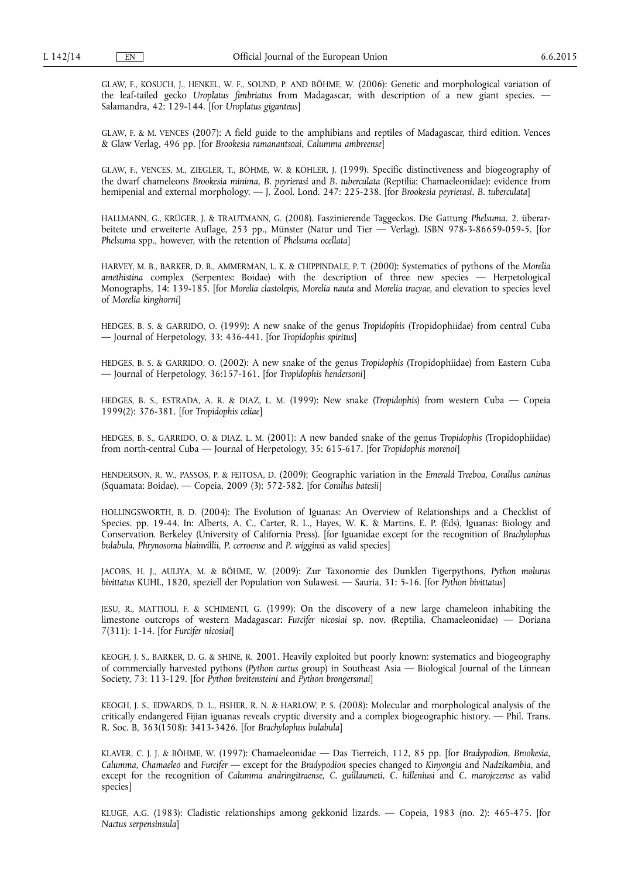GLAW, F., KOSUCH, J., HENKEL, W. F., SOUND, P. AND BÖHME, W. (2006): Genetic and morphological variation of the leaf-tailed gecko *Uroplatus fimbriatus* from Madagascar, with description of a new giant species. — Salamandra, 42: 129-144. [for *Uroplatus giganteus*]

GLAW, F. & M. VENCES (2007): A field guide to the amphibians and reptiles of Madagascar, third edition. Vences & Glaw Verlag, 496 pp. [for *Brookesia ramanantsoai, Calumma ambreense*]

GLAW, F., VENCES, M., ZIEGLER, T., BÖHME, W. & KÖHLER, J. (1999). Specific distinctiveness and biogeography of the dwarf chameleons *Brookesia minima, B. peyrierasi* and *B. tuberculata* (Reptilia: Chamaeleonidae): evidence from hemipenial and external morphology. — J. Zool. Lond. 247: 225-238. [for *Brookesia peyrierasi, B. tuberculata*]

HALLMANN, G., KRÜGER, J. & TRAUTMANN, G. (2008). Faszinierende Taggeckos. Die Gattung *Phelsuma*. 2. überarbeitete und erweiterte Auflage, 253 pp., Münster (Natur und Tier — Verlag). ISBN 978-3-86659-059-5. [for *Phelsuma* spp., however, with the retention of *Phelsuma ocellata*]

HARVEY, M. B., BARKER, D. B., AMMERMAN, L. K. & CHIPPINDALE, P. T. (2000): Systematics of pythons of the *Morelia amethistina* complex (Serpentes: Boidae) with the description of three new species — Herpetological Monographs, 14: 139-185. [for *Morelia clastolepis, Morelia nauta* and *Morelia tracyae*, and elevation to species level of *Morelia kinghorni*]

HEDGES, B. S. & GARRIDO, O. (1999): A new snake of the genus *Tropidophis* (Tropidophiidae) from central Cuba — Journal of Herpetology, 33: 436-441. [for *Tropidophis spiritus*]

HEDGES, B. S. & GARRIDO, O. (2002): A new snake of the genus *Tropidophis* (Tropidophiidae) from Eastern Cuba — Journal of Herpetology, 36:157-161. [for *Tropidophis hendersoni*]

HEDGES, B. S., ESTRADA, A. R. & DIAZ, L. M. (1999): New snake (*Tropidophis*) from western Cuba — Copeia 1999(2): 376-381. [for *Tropidophis celiae*]

HEDGES, B. S., GARRIDO, O. & DIAZ, L. M. (2001): A new banded snake of the genus *Tropidophis* (Tropidophiidae) from north-central Cuba — Journal of Herpetology, 35: 615-617. [for *Tropidophis morenoi*]

HENDERSON, R. W., PASSOS, P. & FEITOSA, D. (2009); Geographic variation in the *Emerald Treeboa, Corallus caninus* (Squamata: Boidae). — Copeia, 2009 (3): 572-582. [for *Corallus batesii*]

HOLLINGSWORTH, B. D. (2004): The Evolution of Iguanas: An Overview of Relationships and a Checklist of Species. pp. 19-44. In: Alberts, A. C., Carter, R. L., Hayes, W. K. & Martins, E. P. (Eds), Iguanas: Biology and Conservation. Berkeley (University of California Press). [for Iguanidae except for the recognition of *Brachylophus bulabula, Phrynosoma blainvillii, P. cerroense* and *P. wigginsi* as valid species]

JACOBS, H. J., AULIYA, M. & BÖHME, W. (2009): Zur Taxonomie des Dunklen Tigerpythons, *Python molurus bivittatus* KUHL, 1820, speziell der Population von Sulawesi. — Sauria, 31: 5-16. [for *Python bivittatus*]

JESU, R., MATTIOLI, F. & SCHIMENTI, G. (1999): On the discovery of a new large chameleon inhabiting the limestone outcrops of western Madagascar: *Furcifer nicosiai* sp. nov. (Reptilia, Chamaeleonidae) — Doriana 7(311): 1-14. [for *Furcifer nicosiai*]

KEOGH, J. S., BARKER, D. G. & SHINE, R. 2001. Heavily exploited but poorly known: systematics and biogeography of commercially harvested pythons (*Python curtus* group) in Southeast Asia — Biological Journal of the Linnean Society, 73: 113-129. [for *Python breitensteini* and *Python brongersmai*]

KEOGH, J. S., EDWARDS, D. L., FISHER, R. N. & HARLOW, P. S. (2008): Molecular and morphological analysis of the critically endangered Fijian iguanas reveals cryptic diversity and a complex biogeographic history. — Phil. Trans. R. Soc. B, 363(1508): 3413-3426. [for *Brachylophus bulabula*]

KLAVER, C. J. J. & BÖHME, W. (1997): Chamaeleonidae — Das Tierreich, 112, 85 pp. [for *Bradypodion, Brookesia, Calumma, Chamaeleo* and *Furcifer* — except for the *Bradypodion* species changed to *Kinyongia* and *Nadzikambia*, and except for the recognition of *Calumma andringitraense, C. guillaumeti, C. hilleniusi* and *C. marojezense* as valid species]

KLUGE, A.G. (1983): Cladistic relationships among gekkonid lizards. — Copeia, 1983 (no. 2): 465-475. [for *Nactus serpensinsula*]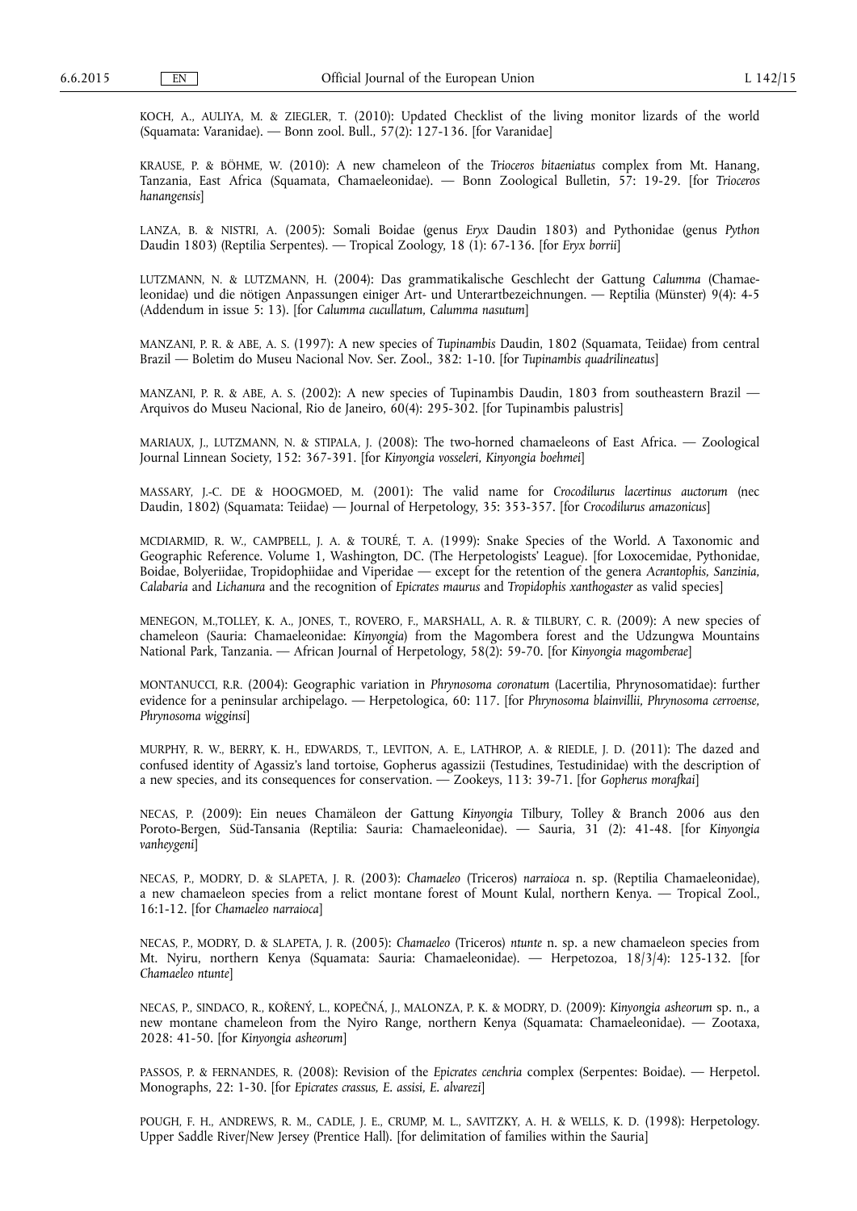KOCH, A., AULIYA, M. & ZIEGLER, T. (2010): Updated Checklist of the living monitor lizards of the world (Squamata: Varanidae). — Bonn zool. Bull., 57(2): 127-136. [for Varanidae]

KRAUSE, P. & BÖHME, W. (2010): A new chameleon of the *Trioceros bitaeniatus* complex from Mt. Hanang, Tanzania, East Africa (Squamata, Chamaeleonidae). — Bonn Zoological Bulletin, 57: 19-29. [for *Trioceros hanangensis*]

LANZA, B. & NISTRI, A. (2005): Somali Boidae (genus *Eryx* Daudin 1803) and Pythonidae (genus *Python* Daudin 1803) (Reptilia Serpentes). — Tropical Zoology, 18 (1): 67-136. [for *Eryx borrii*]

LUTZMANN, N. & LUTZMANN, H. (2004): Das grammatikalische Geschlecht der Gattung *Calumma* (Chamaeleonidae) und die nötigen Anpassungen einiger Art- und Unterartbezeichnungen. — Reptilia (Münster) 9(4): 4-5 (Addendum in issue 5: 13). [for *Calumma cucullatum, Calumma nasutum*]

MANZANI, P. R. & ABE, A. S. (1997): A new species of *Tupinambis* Daudin, 1802 (Squamata, Teiidae) from central Brazil — Boletim do Museu Nacional Nov. Ser. Zool., 382: 1-10. [for *Tupinambis quadrilineatus*]

MANZANI, P. R. & ABE, A. S. (2002): A new species of Tupinambis Daudin, 1803 from southeastern Brazil — Arquivos do Museu Nacional, Rio de Janeiro, 60(4): 295-302. [for Tupinambis palustris]

MARIAUX, J., LUTZMANN, N. & STIPALA, J. (2008): The two-horned chamaeleons of East Africa. — Zoological Journal Linnean Society, 152: 367-391. [for *Kinyongia vosseleri, Kinyongia boehmei*]

MASSARY, J.-C. DE & HOOGMOED, M. (2001): The valid name for *Crocodilurus lacertinus auctorum* (nec Daudin, 1802) (Squamata: Teiidae) — Journal of Herpetology, 35: 353-357. [for *Crocodilurus amazonicus*]

MCDIARMID, R. W., CAMPBELL, J. A. & TOURÉ, T. A. (1999): Snake Species of the World. A Taxonomic and Geographic Reference. Volume 1, Washington, DC. (The Herpetologists' League). [for Loxocemidae, Pythonidae, Boidae, Bolyeriidae, Tropidophiidae and Viperidae — except for the retention of the genera *Acrantophis, Sanzinia, Calabaria* and *Lichanura* and the recognition of *Epicrates maurus* and *Tropidophis xanthogaster* as valid species]

MENEGON, M.,TOLLEY, K. A., JONES, T., ROVERO, F., MARSHALL, A. R. & TILBURY, C. R. (2009): A new species of chameleon (Sauria: Chamaeleonidae: *Kinyongia*) from the Magombera forest and the Udzungwa Mountains National Park, Tanzania. — African Journal of Herpetology, 58(2): 59-70. [for *Kinyongia magomberae*]

MONTANUCCI, R.R. (2004): Geographic variation in *Phrynosoma coronatum* (Lacertilia, Phrynosomatidae): further evidence for a peninsular archipelago. — Herpetologica, 60: 117. [for *Phrynosoma blainvillii, Phrynosoma cerroense, Phrynosoma wigginsi*]

MURPHY, R. W., BERRY, K. H., EDWARDS, T., LEVITON, A. E., LATHROP, A. & RIEDLE, J. D. (2011): The dazed and confused identity of Agassiz's land tortoise, Gopherus agassizii (Testudines, Testudinidae) with the description of a new species, and its consequences for conservation. — Zookeys, 113: 39-71. [for *Gopherus morafkai*]

NECAS, P. (2009): Ein neues Chamäleon der Gattung *Kinyongia* Tilbury, Tolley & Branch 2006 aus den Poroto-Bergen, Süd-Tansania (Reptilia: Sauria: Chamaeleonidae). — Sauria, 31 (2): 41-48. [for *Kinyongia vanheygeni*]

NECAS, P., MODRY, D. & SLAPETA, J. R. (2003): *Chamaeleo* (Triceros) *narraioca* n. sp. (Reptilia Chamaeleonidae), a new chamaeleon species from a relict montane forest of Mount Kulal, northern Kenya. — Tropical Zool., 16:1-12. [for *Chamaeleo narraioca*]

NECAS, P., MODRY, D. & SLAPETA, J. R. (2005): *Chamaeleo* (Triceros) *ntunte* n. sp. a new chamaeleon species from Mt. Nyiru, northern Kenya (Squamata: Sauria: Chamaeleonidae). — Herpetozoa, 18/3/4): 125-132. [for *Chamaeleo ntunte*]

NECAS, P., SINDACO, R., KOŘENÝ, L., KOPEČNÁ, J., MALONZA, P. K. & MODRY, D. (2009): *Kinyongia asheorum* sp. n., a new montane chameleon from the Nyiro Range, northern Kenya (Squamata: Chamaeleonidae). — Zootaxa, 2028: 41-50. [for *Kinyongia asheorum*]

PASSOS, P. & FERNANDES, R. (2008): Revision of the *Epicrates cenchria* complex (Serpentes: Boidae). — Herpetol. Monographs, 22: 1-30. [for *Epicrates crassus, E. assisi, E. alvarezi*]

POUGH, F. H., ANDREWS, R. M., CADLE, J. E., CRUMP, M. L., SAVITZKY, A. H. & WELLS, K. D. (1998): Herpetology. Upper Saddle River/New Jersey (Prentice Hall). [for delimitation of families within the Sauria]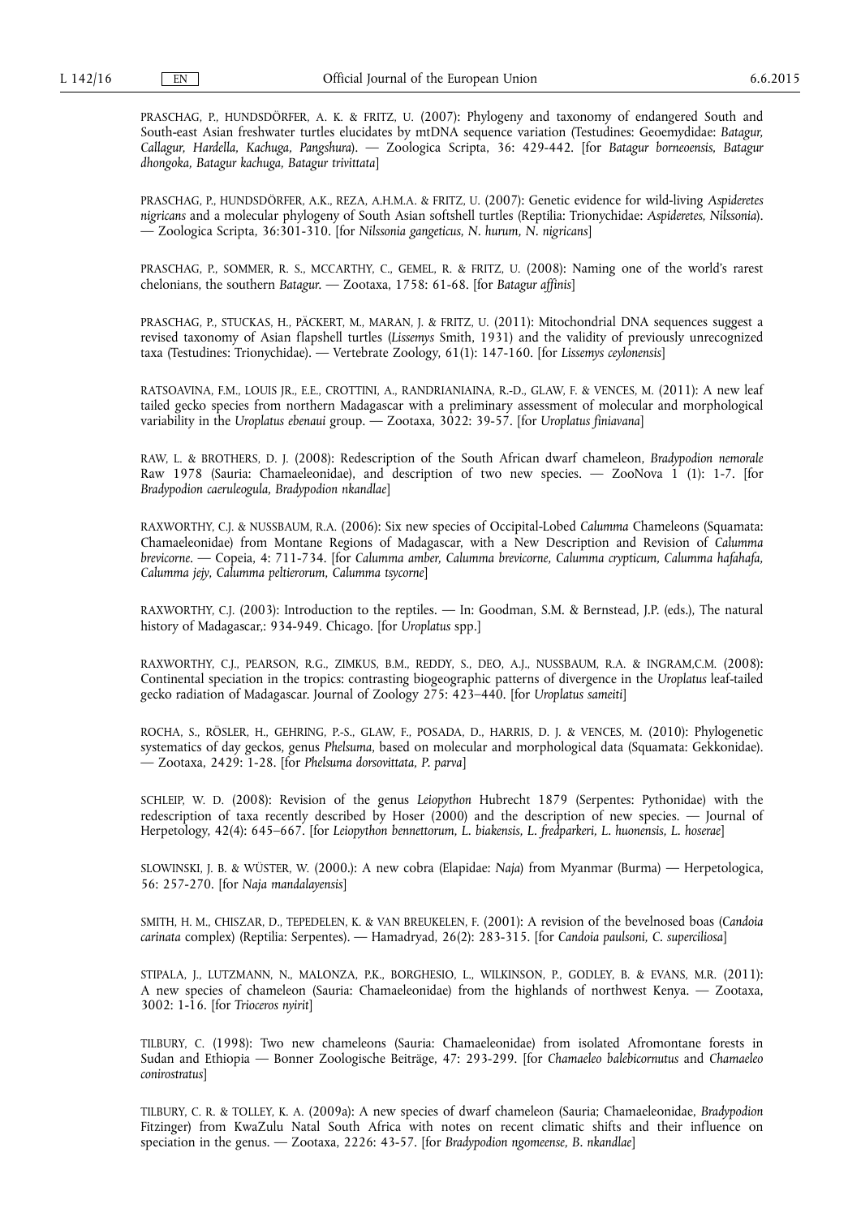PRASCHAG, P., HUNDSDÖRFER, A. K. & FRITZ, U. (2007): Phylogeny and taxonomy of endangered South and South-east Asian freshwater turtles elucidates by mtDNA sequence variation (Testudines: Geoemydidae: *Batagur, Callagur, Hardella, Kachuga, Pangshura*). — Zoologica Scripta, 36: 429-442. [for *Batagur borneoensis, Batagur dhongoka, Batagur kachuga, Batagur trivittata*]

PRASCHAG, P., HUNDSDÖRFER, A.K., REZA, A.H.M.A. & FRITZ, U. (2007): Genetic evidence for wild-living *Aspideretes nigricans* and a molecular phylogeny of South Asian softshell turtles (Reptilia: Trionychidae: *Aspideretes, Nilssonia*). — Zoologica Scripta, 36:301-310. [for *Nilssonia gangeticus, N. hurum, N. nigricans*]

PRASCHAG, P., SOMMER, R. S., MCCARTHY, C., GEMEL, R. & FRITZ, U. (2008): Naming one of the world's rarest chelonians, the southern *Batagur*. — Zootaxa, 1758: 61-68. [for *Batagur affinis*]

PRASCHAG, P., STUCKAS, H., PÄCKERT, M., MARAN, J. & FRITZ, U. (2011): Mitochondrial DNA sequences suggest a revised taxonomy of Asian flapshell turtles (*Lissemys* Smith, 1931) and the validity of previously unrecognized taxa (Testudines: Trionychidae). — Vertebrate Zoology, 61(1): 147-160. [for *Lissemys ceylonensis*]

RATSOAVINA, F.M., LOUIS JR., E.E., CROTTINI, A., RANDRIANIAINA, R.-D., GLAW, F. & VENCES, M. (2011): A new leaf tailed gecko species from northern Madagascar with a preliminary assessment of molecular and morphological variability in the *Uroplatus ebenaui* group. — Zootaxa, 3022: 39-57. [for *Uroplatus finiavana*]

RAW, L. & BROTHERS, D. J. (2008): Redescription of the South African dwarf chameleon, *Bradypodion nemorale* Raw 1978 (Sauria: Chamaeleonidae), and description of two new species. — ZooNova 1 (1): 1-7. [for *Bradypodion caeruleogula, Bradypodion nkandlae*]

RAXWORTHY, C.J. & NUSSBAUM, R.A. (2006): Six new species of Occipital-Lobed *Calumma* Chameleons (Squamata: Chamaeleonidae) from Montane Regions of Madagascar, with a New Description and Revision of *Calumma brevicorne*. — Copeia, 4: 711-734. [for *Calumma amber, Calumma brevicorne, Calumma crypticum, Calumma hafahafa, Calumma jejy, Calumma peltierorum, Calumma tsycorne*]

RAXWORTHY, C.J. (2003): Introduction to the reptiles. — In: Goodman, S.M. & Bernstead, J.P. (eds.), The natural history of Madagascar,: 934-949. Chicago. [for *Uroplatus* spp.]

RAXWORTHY, C.J., PEARSON, R.G., ZIMKUS, B.M., REDDY, S., DEO, A.J., NUSSBAUM, R.A. & INGRAM,C.M. (2008): Continental speciation in the tropics: contrasting biogeographic patterns of divergence in the *Uroplatus* leaf-tailed gecko radiation of Madagascar. Journal of Zoology 275: 423–440. [for *Uroplatus sameiti*]

ROCHA, S., RÖSLER, H., GEHRING, P.-S., GLAW, F., POSADA, D., HARRIS, D. J. & VENCES, M. (2010): Phylogenetic systematics of day geckos, genus *Phelsuma*, based on molecular and morphological data (Squamata: Gekkonidae). — Zootaxa, 2429: 1-28. [for *Phelsuma dorsovittata, P. parva*]

SCHLEIP, W. D. (2008): Revision of the genus *Leiopython* Hubrecht 1879 (Serpentes: Pythonidae) with the redescription of taxa recently described by Hoser (2000) and the description of new species. — Journal of Herpetology, 42(4): 645–667. [for *Leiopython bennettorum, L. biakensis, L. fredparkeri, L. huonensis, L. hoserae*]

SLOWINSKI, J. B. & WÜSTER, W. (2000.): A new cobra (Elapidae: *Naja*) from Myanmar (Burma) — Herpetologica, 56: 257-270. [for *Naja mandalayensis*]

SMITH, H. M., CHISZAR, D., TEPEDELEN, K. & VAN BREUKELEN, F. (2001): A revision of the bevelnosed boas (*Candoia carinata* complex) (Reptilia: Serpentes). — Hamadryad, 26(2): 283-315. [for *Candoia paulsoni, C. superciliosa*]

STIPALA, J., LUTZMANN, N., MALONZA, P.K., BORGHESIO, L., WILKINSON, P., GODLEY, B. & EVANS, M.R. (2011): A new species of chameleon (Sauria: Chamaeleonidae) from the highlands of northwest Kenya. — Zootaxa, 3002: 1-16. [for *Trioceros nyirit*]

TILBURY, C. (1998): Two new chameleons (Sauria: Chamaeleonidae) from isolated Afromontane forests in Sudan and Ethiopia — Bonner Zoologische Beiträge, 47: 293-299. [for *Chamaeleo balebicornutus* and *Chamaeleo conirostratus*]

TILBURY, C. R. & TOLLEY, K. A. (2009a): A new species of dwarf chameleon (Sauria; Chamaeleonidae, *Bradypodion* Fitzinger) from KwaZulu Natal South Africa with notes on recent climatic shifts and their influence on speciation in the genus. — Zootaxa, 2226: 43-57. [for *Bradypodion ngomeense, B. nkandlae*]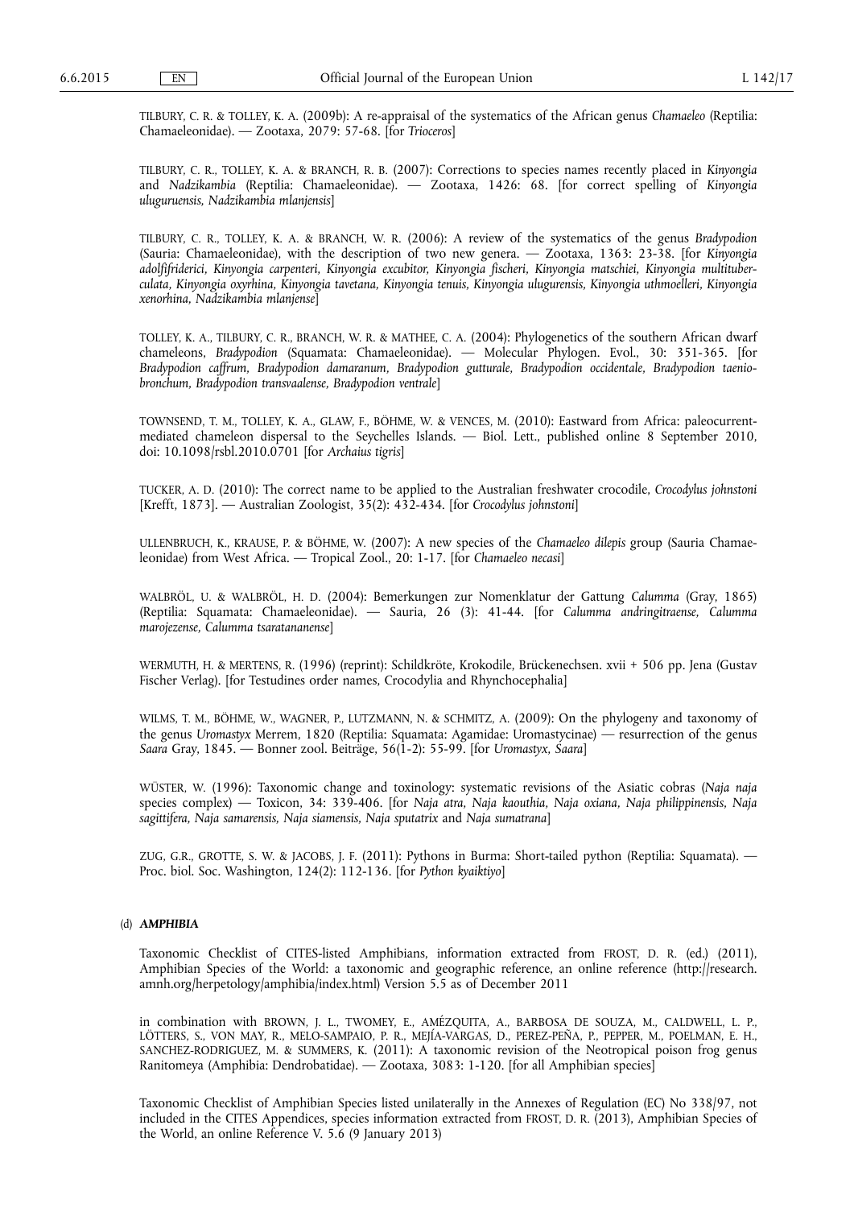TILBURY, C. R. & TOLLEY, K. A. (2009b): A re-appraisal of the systematics of the African genus *Chamaeleo* (Reptilia: Chamaeleonidae). — Zootaxa, 2079: 57-68. [for *Trioceros*]

TILBURY, C. R., TOLLEY, K. A. & BRANCH, R. B. (2007): Corrections to species names recently placed in *Kinyongia* and *Nadzikambia* (Reptilia: Chamaeleonidae). — Zootaxa, 1426: 68. [for correct spelling of *Kinyongia uluguruensis, Nadzikambia mlanjensis*]

TILBURY, C. R., TOLLEY, K. A. & BRANCH, W. R. (2006): A review of the systematics of the genus *Bradypodion* (Sauria: Chamaeleonidae), with the description of two new genera. — Zootaxa, 1363: 23-38. [for *Kinyongia adolfifriderici, Kinyongia carpenteri, Kinyongia excubitor, Kinyongia fischeri, Kinyongia matschiei, Kinyongia multituberculata, Kinyongia oxyrhina, Kinyongia tavetana, Kinyongia tenuis, Kinyongia ulugurensis, Kinyongia uthmoelleri, Kinyongia xenorhina, Nadzikambia mlanjense*]

TOLLEY, K. A., TILBURY, C. R., BRANCH, W. R. & MATHEE, C. A. (2004): Phylogenetics of the southern African dwarf chameleons, *Bradypodion* (Squamata: Chamaeleonidae). — Molecular Phylogen. Evol., 30: 351-365. [for *Bradypodion caffrum, Bradypodion damaranum, Bradypodion gutturale, Bradypodion occidentale, Bradypodion taeniobronchum, Bradypodion transvaalense, Bradypodion ventrale*]

TOWNSEND, T. M., TOLLEY, K. A., GLAW, F., BÖHME, W. & VENCES, M. (2010): Eastward from Africa: paleocurrent-mediated chameleon dispersal to the Seychelles Islands. — Biol. Lett., published online 8 September 2010, doi: 10.1098/rsbl.2010.0701 [for *Archaius tigris*]

TUCKER, A. D. (2010): The correct name to be applied to the Australian freshwater crocodile, *Crocodylus johnstoni* [Krefft, 1873]. — Australian Zoologist, 35(2): 432-434. [for *Crocodylus johnstoni*]

ULLENBRUCH, K., KRAUSE, P. & BÖHME, W. (2007): A new species of the *Chamaeleo dilepis* group (Sauria Chamaeleonidae) from West Africa. — Tropical Zool., 20: 1-17. [for *Chamaeleo necasi*]

WALBRÖL, U. & WALBRÖL, H. D. (2004): Bemerkungen zur Nomenklatur der Gattung *Calumma* (Gray, 1865) (Reptilia: Squamata: Chamaeleonidae). — Sauria, 26 (3): 41-44. [for *Calumma andringitraense, Calumma marojezense, Calumma tsaratananense*]

WERMUTH, H. & MERTENS, R. (1996) (reprint): Schildkröte, Krokodile, Brückenechsen. xvii + 506 pp. Jena (Gustav Fischer Verlag). [for Testudines order names, Crocodylia and Rhynchocephalia]

WILMS, T. M., BÖHME, W., WAGNER, P., LUTZMANN, N. & SCHMITZ, A. (2009): On the phylogeny and taxonomy of the genus *Uromastyx* Merrem, 1820 (Reptilia: Squamata: Agamidae: Uromastycinae) — resurrection of the genus *Saara* Gray, 1845. — Bonner zool. Beiträge, 56(1-2): 55-99. [for *Uromastyx, Saara*]

WÜSTER, W. (1996): Taxonomic change and toxinology: systematic revisions of the Asiatic cobras (*Naja naja* species complex) — Toxicon, 34: 339-406. [for *Naja atra, Naja kaouthia, Naja oxiana, Naja philippinensis, Naja sagittifera, Naja samarensis, Naja siamensis, Naja sputatrix* and *Naja sumatrana*]

ZUG, G.R., GROTTE, S. W. & JACOBS, J. F. (2011): Pythons in Burma: Short-tailed python (Reptilia: Squamata). — Proc. biol. Soc. Washington, 124(2): 112-136. [for *Python kyaiktiyo*]

(d) ***AMPHIBIA***

Taxonomic Checklist of CITES-listed Amphibians, information extracted from FROST, D. R. (ed.) (2011), Amphibian Species of the World: a taxonomic and geographic reference, an online reference (http://research.amnh.org/herpetology/amphibia/index.html) Version 5.5 as of December 2011

in combination with BROWN, J. L., TWOMEY, E., AMÉZQUITA, A., BARBOSA DE SOUZA, M., CALDWELL, L. P., LÖTTERS, S., VON MAY, R., MELO-SAMPAIO, P. R., MEJÍA-VARGAS, D., PEREZ-PEÑA, P., PEPPER, M., POELMAN, E. H., SANCHEZ-RODRIGUEZ, M. & SUMMERS, K. (2011): A taxonomic revision of the Neotropical poison frog genus Ranitomeya (Amphibia: Dendrobatidae). — Zootaxa, 3083: 1-120. [for all Amphibian species]

Taxonomic Checklist of Amphibian Species listed unilaterally in the Annexes of Regulation (EC) No 338/97, not included in the CITES Appendices, species information extracted from FROST, D. R. (2013), Amphibian Species of the World, an online Reference V. 5.6 (9 January 2013)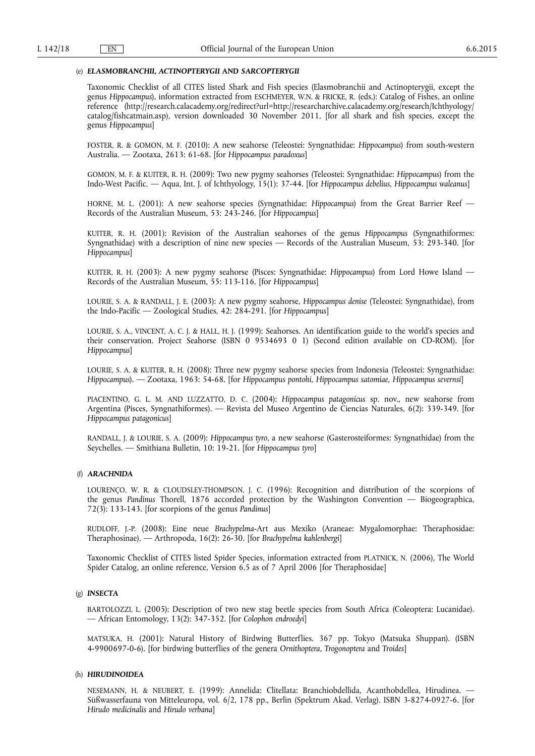(e) ***ELASMOBRANCHII, ACTINOPTERYGII* AND *SARCOPTERYGII***

Taxonomic Checklist of all CITES listed Shark and Fish species (Elasmobranchii and Actinopterygii, except the genus *Hippocampus*), information extracted from ESCHMEYER, W.N. & FRICKE, R. (eds.): Catalog of Fishes, an online reference (http://research.calacademy.org/redirect?url=http://researcharchive.calacademy.org/research/Ichthyology/catalog/fishcatmain.asp), version downloaded 30 November 2011. [for all shark and fish species, except the genus *Hippocampus*]

FOSTER, R. & GOMON, M. F. (2010): A new seahorse (Teleostei: Syngnathidae: *Hippocampus*) from south-western Australia. — Zootaxa, 2613: 61-68. [for *Hippocampus paradoxus*]

GOMON, M. F. & KUITER, R. H. (2009): Two new pygmy seahorses (Teleostei: Syngnathidae: *Hippocampus*) from the Indo-West Pacific. — Aqua, Int. J. of Ichthyology, 15(1): 37-44. [for *Hippocampus debelius, Hippocampus waleanus*]

HORNE, M. L. (2001): A new seahorse species (Syngnathidae: *Hippocampus*) from the Great Barrier Reef — Records of the Australian Museum, 53: 243-246. [for *Hippocampus*]

KUITER, R. H. (2001): Revision of the Australian seahorses of the genus *Hippocampus* (Syngnathiformes: Syngnathidae) with a description of nine new species — Records of the Australian Museum, 53: 293-340. [for *Hippocampus*]

KUITER, R. H. (2003): A new pygmy seahorse (Pisces: Syngnathidae: *Hippocampus*) from Lord Howe Island — Records of the Australian Museum, 55: 113-116. [for *Hippocampus*]

LOURIE, S. A. & RANDALL, J. E. (2003): A new pygmy seahorse, *Hippocampus denise* (Teleostei: Syngnathidae), from the Indo-Pacific — Zoological Studies, 42: 284-291. [for *Hippocampus*]

LOURIE, S. A., VINCENT, A. C. J. & HALL, H. J. (1999): Seahorses. An identification guide to the world's species and their conservation. Project Seahorse (ISBN 0 9534693 0 1) (Second edition available on CD-ROM). [for *Hippocampus*]

LOURIE, S. A. & KUITER, R. H. (2008): Three new pygmy seahorse species from Indonesia (Teleostei: Syngnathidae: *Hippocampus*). — Zootaxa, 1963: 54-68. [for *Hippocampus pontohi, Hippocampus satomiae, Hippocampus severnsi*]

PIACENTINO, G. L. M. AND LUZZATTO, D. C. (2004): *Hippocampus patagonicus* sp. nov., new seahorse from Argentina (Pisces, Syngnathiformes). — Revista del Museo Argentino de Ciencias Naturales, 6(2): 339-349. [for *Hippocampus patagonicus*]

RANDALL, J. & LOURIE, S. A. (2009): *Hippocampus tyro*, a new seahorse (Gasterosteiformes: Syngnathidae) from the Seychelles. — Smithiana Bulletin, 10: 19-21. [for *Hippocampus tyro*]

(f) ***ARACHNIDA***

LOURENÇO, W. R. & CLOUDSLEY-THOMPSON, J. C. (1996): Recognition and distribution of the scorpions of the genus *Pandinus* Thorell, 1876 accorded protection by the Washington Convention — Biogeographica, 72(3): 133-143. [for scorpions of the genus *Pandinus*]

RUDLOFF, J.-P. (2008): Eine neue *Brachypelma*-Art aus Mexiko (Araneae: Mygalomorphae: Theraphosidae: Theraphosinae). — Arthropoda, 16(2): 26-30. [for *Brachypelma kahlenbergi*]

Taxonomic Checklist of CITES listed Spider Species, information extracted from PLATNICK, N. (2006), The World Spider Catalog, an online reference, Version 6.5 as of 7 April 2006 [for Theraphosidae]

(g) ***INSECTA***

BARTOLOZZI, L. (2005): Description of two new stag beetle species from South Africa (Coleoptera: Lucanidae). — African Entomology, 13(2): 347-352. [for *Colophon endroedyi*]

MATSUKA, H. (2001): Natural History of Birdwing Butterflies. 367 pp. Tokyo (Matsuka Shuppan). (ISBN 4-9900697-0-6). [for birdwing butterflies of the genera *Ornithoptera, Trogonoptera* and *Troides*]

(h) ***HIRUDINOIDEA***

NESEMANN, H. & NEUBERT, E. (1999): Annelida: Clitellata: Branchiobdellida, Acanthobdellea, Hirudinea. — Süßwasserfauna von Mitteleuropa, vol. 6/2, 178 pp., Berlin (Spektrum Akad. Verlag). ISBN 3-8274-0927-6. [for *Hirudo medicinalis* and *Hirudo verbana*]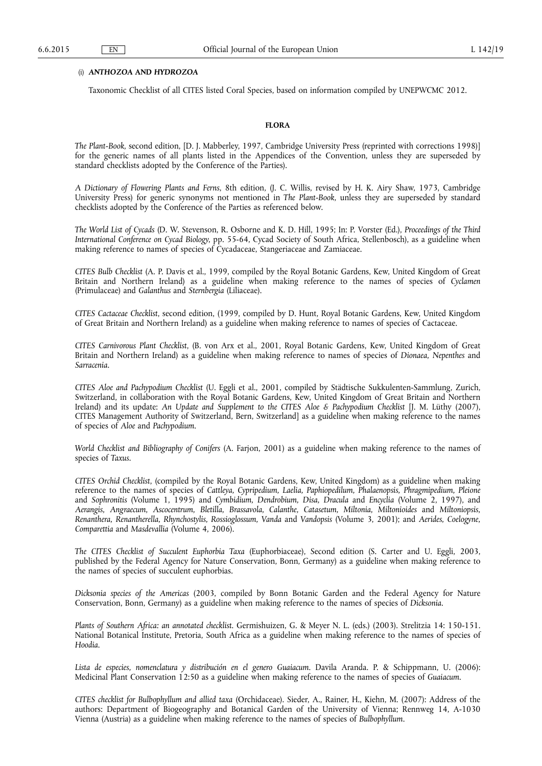(i) ***ANTHOZOA AND HYDROZOA***

Taxonomic Checklist of all CITES listed Coral Species, based on information compiled by UNEPWCMC 2012.

## FLORA

*The Plant-Book*, second edition, [D. J. Mabberley, 1997, Cambridge University Press (reprinted with corrections 1998)] for the generic names of all plants listed in the Appendices of the Convention, unless they are superseded by standard checklists adopted by the Conference of the Parties).

*A Dictionary of Flowering Plants and Ferns*, 8th edition, (J. C. Willis, revised by H. K. Airy Shaw, 1973, Cambridge University Press) for generic synonyms not mentioned in *The Plant-Book*, unless they are superseded by standard checklists adopted by the Conference of the Parties as referenced below.

*The World List of Cycads* (D. W. Stevenson, R. Osborne and K. D. Hill, 1995; In: P. Vorster (Ed.), *Proceedings of the Third International Conference on Cycad Biology*, pp. 55-64, Cycad Society of South Africa, Stellenbosch), as a guideline when making reference to names of species of Cycadaceae, Stangeriaceae and Zamiaceae.

*CITES Bulb Checklist* (A. P. Davis et al., 1999, compiled by the Royal Botanic Gardens, Kew, United Kingdom of Great Britain and Northern Ireland) as a guideline when making reference to the names of species of *Cyclamen* (Primulaceae) and *Galanthus* and *Sternbergia* (Liliaceae).

*CITES Cactaceae Checklist*, second edition, (1999, compiled by D. Hunt, Royal Botanic Gardens, Kew, United Kingdom of Great Britain and Northern Ireland) as a guideline when making reference to names of species of Cactaceae.

*CITES Carnivorous Plant Checklist*, (B. von Arx et al., 2001, Royal Botanic Gardens, Kew, United Kingdom of Great Britain and Northern Ireland) as a guideline when making reference to names of species of *Dionaea*, *Nepenthes* and *Sarracenia*.

*CITES Aloe and Pachypodium Checklist* (U. Eggli et al., 2001, compiled by Städtische Sukkulenten-Sammlung, Zurich, Switzerland, in collaboration with the Royal Botanic Gardens, Kew, United Kingdom of Great Britain and Northern Ireland) and its update: *An Update and Supplement to the CITES Aloe & Pachypodium Checklist* [J. M. Lüthy (2007), CITES Management Authority of Switzerland, Bern, Switzerland] as a guideline when making reference to the names of species of *Aloe* and *Pachypodium*.

*World Checklist and Bibliography of Conifers* (A. Farjon, 2001) as a guideline when making reference to the names of species of *Taxus*.

*CITES Orchid Checklist*, (compiled by the Royal Botanic Gardens, Kew, United Kingdom) as a guideline when making reference to the names of species of *Cattleya*, *Cypripedium*, *Laelia*, *Paphiopedilum*, *Phalaenopsis*, *Phragmipedium*, *Pleione* and *Sophronitis* (Volume 1, 1995) and *Cymbidium*, *Dendrobium*, *Disa*, *Dracula* and *Encyclia* (Volume 2, 1997), and *Aerangis*, *Angraecum*, *Ascocentrum*, *Bletilla*, *Brassavola*, *Calanthe*, *Catasetum*, *Miltonia*, *Miltonioides* and *Miltoniopsis*, *Renanthera*, *Renantherella*, *Rhynchostylis*, *Rossioglossum*, *Vanda* and *Vandopsis* (Volume 3, 2001); and *Aerides*, *Coelogyne*, *Comparettia* and *Masdevallia* (Volume 4, 2006).

*The CITES Checklist of Succulent Euphorbia Taxa* (Euphorbiaceae), Second edition (S. Carter and U. Eggli, 2003, published by the Federal Agency for Nature Conservation, Bonn, Germany) as a guideline when making reference to the names of species of succulent euphorbias.

*Dicksonia species of the Americas* (2003, compiled by Bonn Botanic Garden and the Federal Agency for Nature Conservation, Bonn, Germany) as a guideline when making reference to the names of species of *Dicksonia*.

*Plants of Southern Africa: an annotated checklist*. Germishuizen, G. & Meyer N. L. (eds.) (2003). Strelitzia 14: 150-151. National Botanical Institute, Pretoria, South Africa as a guideline when making reference to the names of species of *Hoodia*.

*Lista de especies, nomenclatura y distribución en el genero Guaiacum*. Davila Aranda. P. & Schippmann, U. (2006): Medicinal Plant Conservation 12:50 as a guideline when making reference to the names of species of *Guaiacum*.

*CITES checklist for Bulbophyllum and allied taxa* (Orchidaceae). Sieder, A., Rainer, H., Kiehn, M. (2007): Address of the authors: Department of Biogeography and Botanical Garden of the University of Vienna; Rennweg 14, A-1030 Vienna (Austria) as a guideline when making reference to the names of species of *Bulbophyllum*.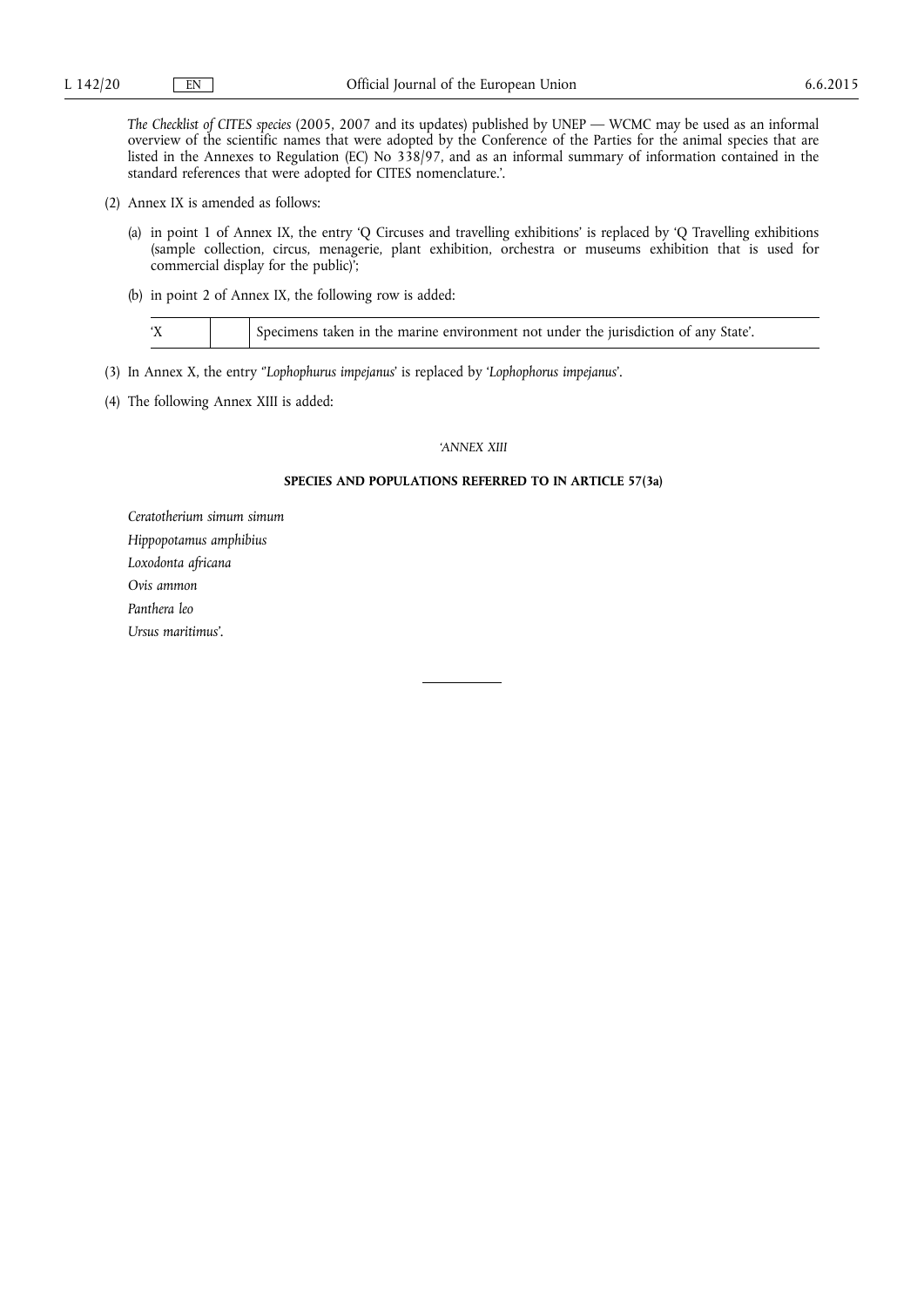*The Checklist of CITES species* (2005, 2007 and its updates) published by UNEP — WCMC may be used as an informal overview of the scientific names that were adopted by the Conference of the Parties for the animal species that are listed in the Annexes to Regulation (EC) No 338/97, and as an informal summary of information contained in the standard references that were adopted for CITES nomenclature.'.

(2) Annex IX is amended as follows:

(a) in point 1 of Annex IX, the entry 'Q Circuses and travelling exhibitions' is replaced by 'Q Travelling exhibitions (sample collection, circus, menagerie, plant exhibition, orchestra or museums exhibition that is used for commercial display for the public)';

(b) in point 2 of Annex IX, the following row is added:

| | | |
|---|---|---|
| 'X | | Specimens taken in the marine environment not under the jurisdiction of any State'. |

(3) In Annex X, the entry ''*Lophophurus impejanus*' is replaced by '*Lophophorus impejanus*'.

(4) The following Annex XIII is added:

*'ANNEX XIII*

**SPECIES AND POPULATIONS REFERRED TO IN ARTICLE 57(3a)**

*Ceratotherium simum simum*

*Hippopotamus amphibius*

*Loxodonta africana*

*Ovis ammon*

*Panthera leo*

*Ursus maritimus*'.